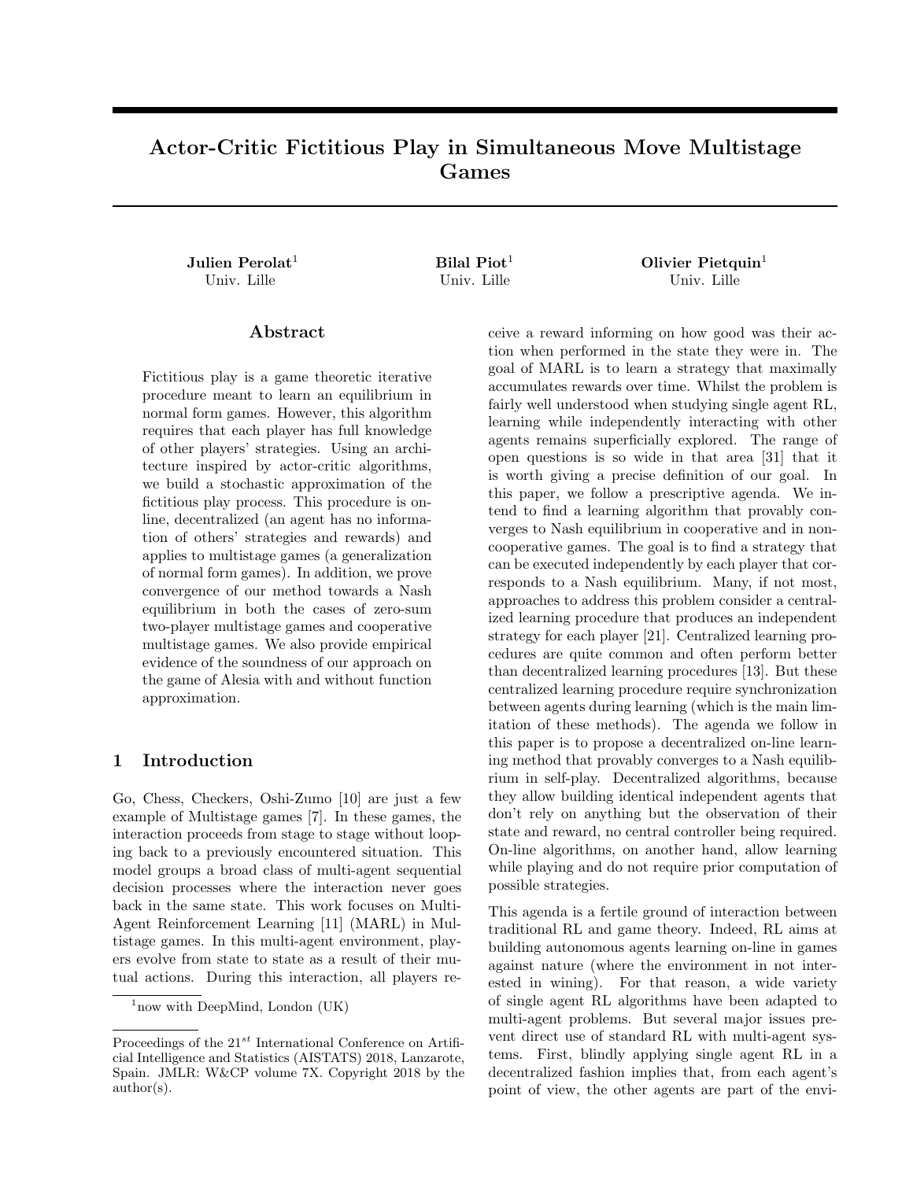# Actor-Critic Fictitious Play in Simultaneous Move Multistage Games

**Julien Perolat**[1]
Univ. Lille

**Bilal Piot**[1]
Univ. Lille

**Olivier Pietquin**[1]
Univ. Lille

## Abstract

Fictitious play is a game theoretic iterative procedure meant to learn an equilibrium in normal form games. However, this algorithm requires that each player has full knowledge of other players' strategies. Using an architecture inspired by actor-critic algorithms, we build a stochastic approximation of the fictitious play process. This procedure is online, decentralized (an agent has no information of others' strategies and rewards) and applies to multistage games (a generalization of normal form games). In addition, we prove convergence of our method towards a Nash equilibrium in both the cases of zero-sum two-player multistage games and cooperative multistage games. We also provide empirical evidence of the soundness of our approach on the game of Alesia with and without function approximation.

## 1 Introduction

Go, Chess, Checkers, Oshi-Zumo [10] are just a few example of Multistage games [7]. In these games, the interaction proceeds from stage to stage without looping back to a previously encountered situation. This model groups a broad class of multi-agent sequential decision processes where the interaction never goes back in the same state. This work focuses on Multi-Agent Reinforcement Learning [11] (MARL) in Multistage games. In this multi-agent environment, players evolve from state to state as a result of their mutual actions. During this interaction, all players receive a reward informing on how good was their action when performed in the state they were in. The goal of MARL is to learn a strategy that maximally accumulates rewards over time. Whilst the problem is fairly well understood when studying single agent RL, learning while independently interacting with other agents remains superficially explored. The range of open questions is so wide in that area [31] that it is worth giving a precise definition of our goal. In this paper, we follow a prescriptive agenda. We intend to find a learning algorithm that provably converges to Nash equilibrium in cooperative and in non-cooperative games. The goal is to find a strategy that can be executed independently by each player that corresponds to a Nash equilibrium. Many, if not most, approaches to address this problem consider a centralized learning procedure that produces an independent strategy for each player [21]. Centralized learning procedures are quite common and often perform better than decentralized learning procedures [13]. But these centralized learning procedure require synchronization between agents during learning (which is the main limitation of these methods). The agenda we follow in this paper is to propose a decentralized on-line learning method that provably converges to a Nash equilibrium in self-play. Decentralized algorithms, because they allow building identical independent agents that don't rely on anything but the observation of their state and reward, no central controller being required. On-line algorithms, on another hand, allow learning while playing and do not require prior computation of possible strategies.

This agenda is a fertile ground of interaction between traditional RL and game theory. Indeed, RL aims at building autonomous agents learning on-line in games against nature (where the environment in not interested in wining). For that reason, a wide variety of single agent RL algorithms have been adapted to multi-agent problems. But several major issues prevent direct use of standard RL with multi-agent systems. First, blindly applying single agent RL in a decentralized fashion implies that, from each agent's point of view, the other agents are part of the envi-

[1]now with DeepMind, London (UK)

Proceedings of the 21[st] International Conference on Artificial Intelligence and Statistics (AISTATS) 2018, Lanzarote, Spain. JMLR: W&CP volume 7X. Copyright 2018 by the author(s).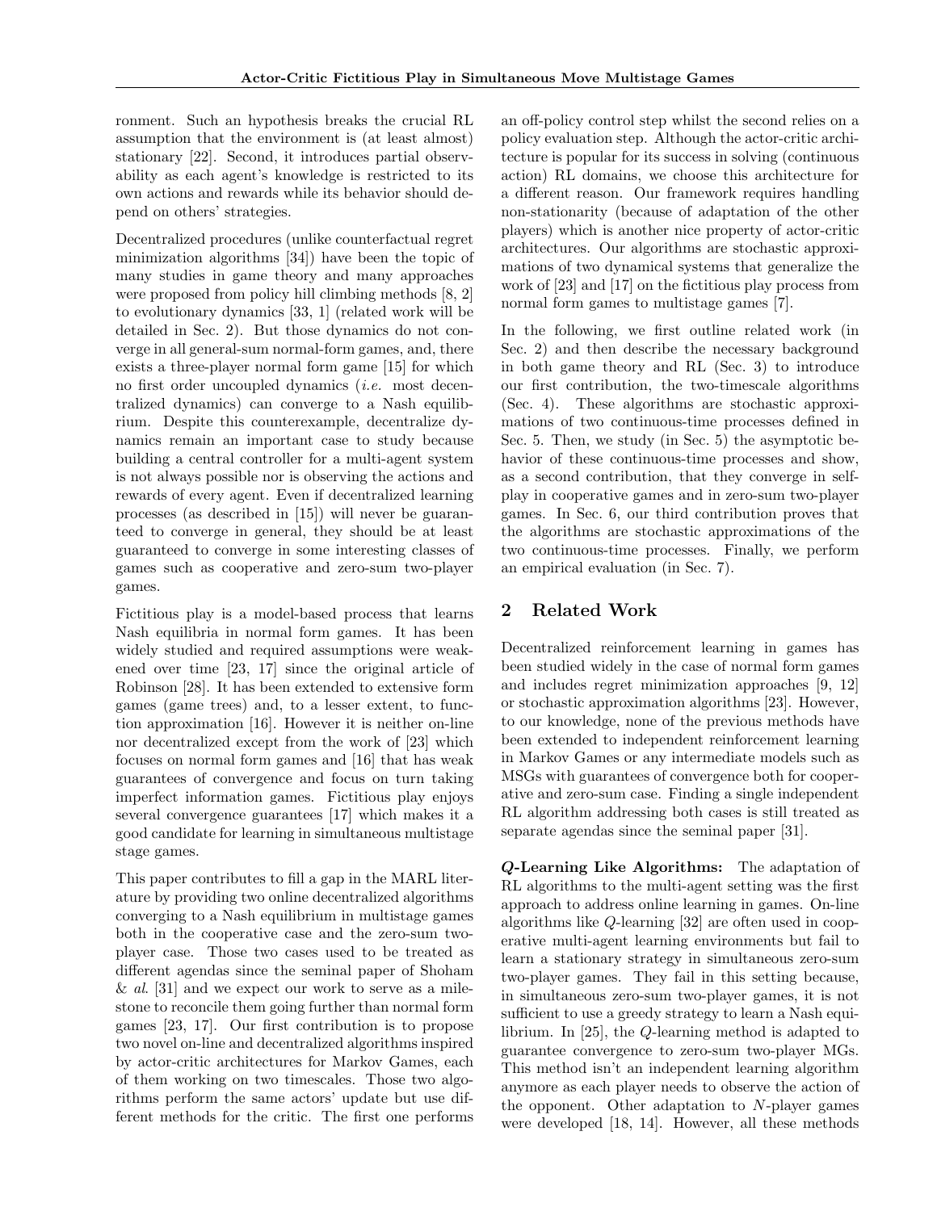ronment. Such an hypothesis breaks the crucial RL assumption that the environment is (at least almost) stationary [22]. Second, it introduces partial observability as each agent's knowledge is restricted to its own actions and rewards while its behavior should depend on others' strategies.

Decentralized procedures (unlike counterfactual regret minimization algorithms [34]) have been the topic of many studies in game theory and many approaches were proposed from policy hill climbing methods [8, 2] to evolutionary dynamics [33, 1] (related work will be detailed in Sec. 2). But those dynamics do not converge in all general-sum normal-form games, and, there exists a three-player normal form game [15] for which no first order uncoupled dynamics (*i.e.* most decentralized dynamics) can converge to a Nash equilibrium. Despite this counterexample, decentralize dynamics remain an important case to study because building a central controller for a multi-agent system is not always possible nor is observing the actions and rewards of every agent. Even if decentralized learning processes (as described in [15]) will never be guaranteed to converge in general, they should be at least guaranteed to converge in some interesting classes of games such as cooperative and zero-sum two-player games.

Fictitious play is a model-based process that learns Nash equilibria in normal form games. It has been widely studied and required assumptions were weakened over time [23, 17] since the original article of Robinson [28]. It has been extended to extensive form games (game trees) and, to a lesser extent, to function approximation [16]. However it is neither on-line nor decentralized except from the work of [23] which focuses on normal form games and [16] that has weak guarantees of convergence and focus on turn taking imperfect information games. Fictitious play enjoys several convergence guarantees [17] which makes it a good candidate for learning in simultaneous multistage stage games.

This paper contributes to fill a gap in the MARL literature by providing two online decentralized algorithms converging to a Nash equilibrium in multistage games both in the cooperative case and the zero-sum two-player case. Those two cases used to be treated as different agendas since the seminal paper of Shoham & *al.* [31] and we expect our work to serve as a milestone to reconcile them going further than normal form games [23, 17]. Our first contribution is to propose two novel on-line and decentralized algorithms inspired by actor-critic architectures for Markov Games, each of them working on two timescales. Those two algorithms perform the same actors' update but use different methods for the critic. The first one performs an off-policy control step whilst the second relies on a policy evaluation step. Although the actor-critic architecture is popular for its success in solving (continuous action) RL domains, we choose this architecture for a different reason. Our framework requires handling non-stationarity (because of adaptation of the other players) which is another nice property of actor-critic architectures. Our algorithms are stochastic approximations of two dynamical systems that generalize the work of [23] and [17] on the fictitious play process from normal form games to multistage games [7].

In the following, we first outline related work (in Sec. 2) and then describe the necessary background in both game theory and RL (Sec. 3) to introduce our first contribution, the two-timescale algorithms (Sec. 4). These algorithms are stochastic approximations of two continuous-time processes defined in Sec. 5. Then, we study (in Sec. 5) the asymptotic behavior of these continuous-time processes and show, as a second contribution, that they converge in self-play in cooperative games and in zero-sum two-player games. In Sec. 6, our third contribution proves that the algorithms are stochastic approximations of the two continuous-time processes. Finally, we perform an empirical evaluation (in Sec. 7).

## 2 Related Work

Decentralized reinforcement learning in games has been studied widely in the case of normal form games and includes regret minimization approaches [9, 12] or stochastic approximation algorithms [23]. However, to our knowledge, none of the previous methods have been extended to independent reinforcement learning in Markov Games or any intermediate models such as MSGs with guarantees of convergence both for cooperative and zero-sum case. Finding a single independent RL algorithm addressing both cases is still treated as separate agendas since the seminal paper [31].

***Q*-Learning Like Algorithms:** The adaptation of RL algorithms to the multi-agent setting was the first approach to address online learning in games. On-line algorithms like $Q$-learning [32] are often used in cooperative multi-agent learning environments but fail to learn a stationary strategy in simultaneous zero-sum two-player games. They fail in this setting because, in simultaneous zero-sum two-player games, it is not sufficient to use a greedy strategy to learn a Nash equilibrium. In [25], the $Q$-learning method is adapted to guarantee convergence to zero-sum two-player MGs. This method isn't an independent learning algorithm anymore as each player needs to observe the action of the opponent. Other adaptation to $N$-player games were developed [18, 14]. However, all these methods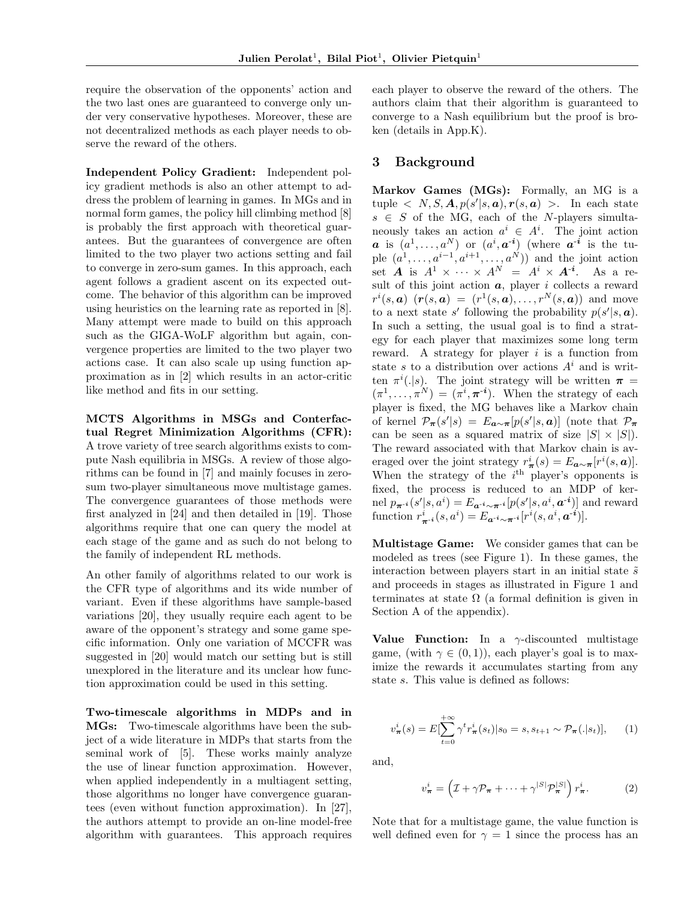require the observation of the opponents' action and the two last ones are guaranteed to converge only under very conservative hypotheses. Moreover, these are not decentralized methods as each player needs to observe the reward of the others.

**Independent Policy Gradient:** Independent policy gradient methods is also an other attempt to address the problem of learning in games. In MGs and in normal form games, the policy hill climbing method [8] is probably the first approach with theoretical guarantees. But the guarantees of convergence are often limited to the two player two actions setting and fail to converge in zero-sum games. In this approach, each agent follows a gradient ascent on its expected outcome. The behavior of this algorithm can be improved using heuristics on the learning rate as reported in [8]. Many attempt were made to build on this approach such as the GIGA-WoLF algorithm but again, convergence properties are limited to the two player two actions case. It can also scale up using function approximation as in [2] which results in an actor-critic like method and fits in our setting.

**MCTS Algorithms in MSGs and Conterfactual Regret Minimization Algorithms (CFR):** A trove variety of tree search algorithms exists to compute Nash equilibria in MSGs. A review of those algorithms can be found in [7] and mainly focuses in zero-sum two-player simultaneous move multistage games. The convergence guarantees of those methods were first analyzed in [24] and then detailed in [19]. Those algorithms require that one can query the model at each stage of the game and as such do not belong to the family of independent RL methods.

An other family of algorithms related to our work is the CFR type of algorithms and its wide number of variant. Even if these algorithms have sample-based variations [20], they usually require each agent to be aware of the opponent's strategy and some game specific information. Only one variation of MCCFR was suggested in [20] would match our setting but is still unexplored in the literature and its unclear how function approximation could be used in this setting.

**Two-timescale algorithms in MDPs and in MGs:** Two-timescale algorithms have been the subject of a wide literature in MDPs that starts from the seminal work of [5]. These works mainly analyze the use of linear function approximation. However, when applied independently in a multiagent setting, those algorithms no longer have convergence guarantees (even without function approximation). In [27], the authors attempt to provide an on-line model-free algorithm with guarantees. This approach requires each player to observe the reward of the others. The authors claim that their algorithm is guaranteed to converge to a Nash equilibrium but the proof is broken (details in App.K).

# 3 Background

**Markov Games (MGs):** Formally, an MG is a tuple $< N, S, \boldsymbol{A}, p(s'|s, \boldsymbol{a}), \boldsymbol{r}(s, \boldsymbol{a}) >$. In each state $s \in S$ of the MG, each of the $N$-players simultaneously takes an action $a^i \in A^i$. The joint action $\boldsymbol{a}$ is $(a^1, \dots, a^N)$ or $(a^i, \boldsymbol{a^{-i}})$ (where $\boldsymbol{a^{-i}}$ is the tuple $(a^1, \dots, a^{i-1}, a^{i+1}, \dots, a^N)$) and the joint action set $\boldsymbol{A}$ is $A^1 \times \dots \times A^N = A^i \times \boldsymbol{A^{-i}}$. As a result of this joint action $\boldsymbol{a}$, player $i$ collects a reward $r^i(s, \boldsymbol{a})$ ($\boldsymbol{r}(s, \boldsymbol{a}) = (r^1(s, \boldsymbol{a}), \dots, r^N(s, \boldsymbol{a}))$ and move to a next state $s'$ following the probability $p(s'|s, \boldsymbol{a})$. In such a setting, the usual goal is to find a strategy for each player that maximizes some long term reward. A strategy for player $i$ is a function from state $s$ to a distribution over actions $A^i$ and is written $\pi^i(.|s)$. The joint strategy will be written $\boldsymbol{\pi} = (\pi^1, \dots, \pi^N) = (\pi^i, \boldsymbol{\pi^{-i}})$. When the strategy of each player is fixed, the MG behaves like a Markov chain of kernel $\mathcal{P}_{\boldsymbol{\pi}}(s'|s) = E_{\boldsymbol{a} \sim \boldsymbol{\pi}}[p(s'|s, \boldsymbol{a})]$ (note that $\mathcal{P}_{\boldsymbol{\pi}}$ can be seen as a squared matrix of size $|S| \times |S|$). The reward associated with that Markov chain is averaged over the joint strategy $r^i_{\boldsymbol{\pi}}(s) = E_{\boldsymbol{a} \sim \boldsymbol{\pi}}[r^i(s, \boldsymbol{a})]$. When the strategy of the $i^{\text{th}}$ player's opponents is fixed, the process is reduced to an MDP of kernel $p_{\boldsymbol{\pi^{-i}}}(s'|s, a^i) = E_{\boldsymbol{a^{-i}} \sim \boldsymbol{\pi^{-i}}}[p(s'|s, a^i, \boldsymbol{a^{-i}})]$ and reward function $r^i_{\boldsymbol{\pi^{-i}}}(s, a^i) = E_{\boldsymbol{a^{-i}} \sim \boldsymbol{\pi^{-i}}}[r^i(s, a^i, \boldsymbol{a^{-i}})]$.

**Multistage Game:** We consider games that can be modeled as trees (see Figure 1). In these games, the interaction between players start in an initial state $\tilde{s}$ and proceeds in stages as illustrated in Figure 1 and terminates at state $\Omega$ (a formal definition is given in Section A of the appendix).

**Value Function:** In a $\gamma$-discounted multistage game, (with $\gamma \in (0, 1)$), each player's goal is to maximize the rewards it accumulates starting from any state $s$. This value is defined as follows:

$$v^i_{\boldsymbol{\pi}}(s) = E[\sum_{t=0}^{+\infty} \gamma^t r^i_{\boldsymbol{\pi}}(s_t) | s_0 = s, s_{t+1} \sim \mathcal{P}_{\boldsymbol{\pi}}(.|s_t)], \qquad (1)$$

and,

$$v^i_{\boldsymbol{\pi}} = \left( \mathcal{I} + \gamma \mathcal{P}_{\boldsymbol{\pi}} + \dots + \gamma^{|S|} \mathcal{P}^{|S|}_{\boldsymbol{\pi}} \right) r^i_{\boldsymbol{\pi}}. \qquad (2)$$

Note that for a multistage game, the value function is well defined even for $\gamma = 1$ since the process has an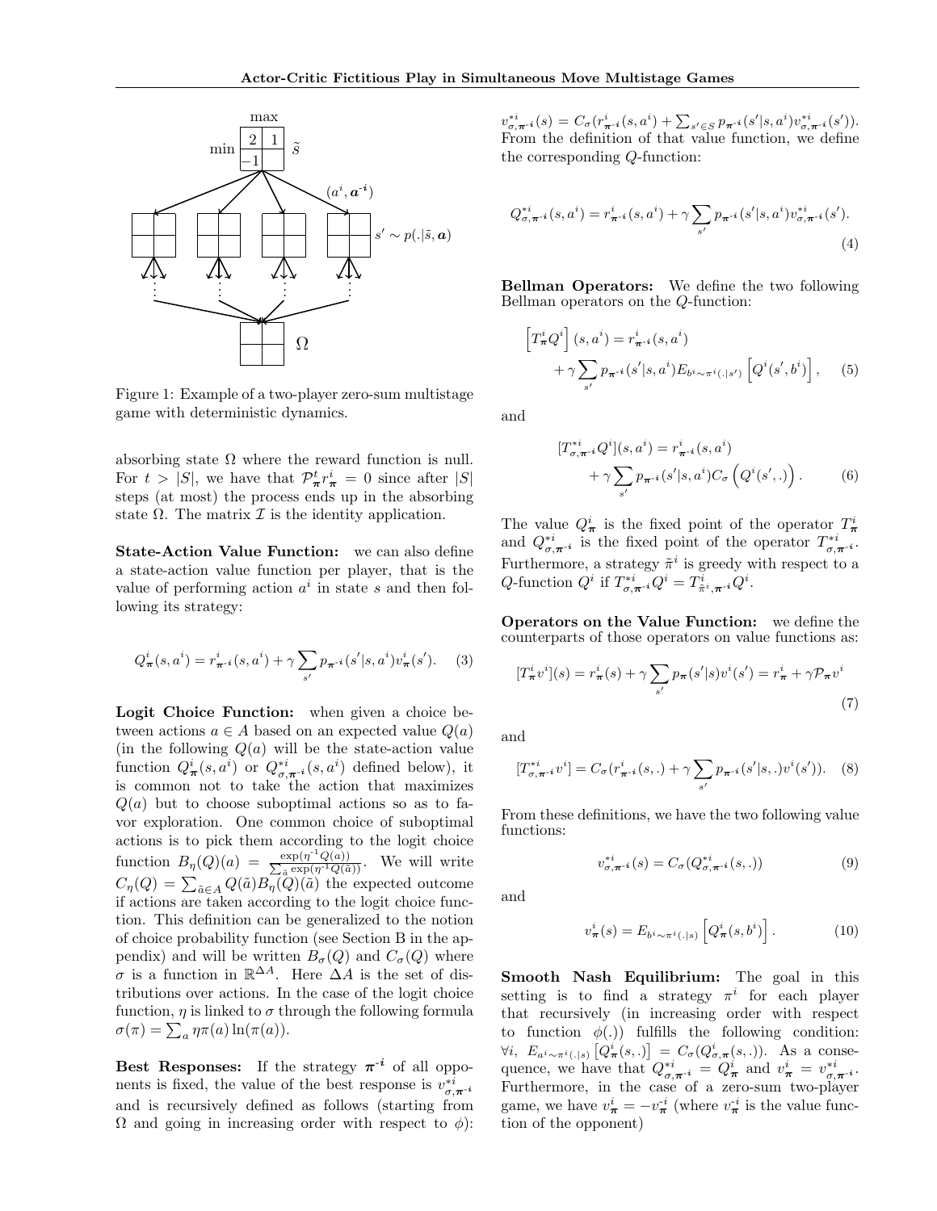Figure 1: Example of a two-player zero-sum multistage game with deterministic dynamics.

absorbing state $\Omega$ where the reward function is null. For $t > |S|$, we have that $\mathcal{P}_{\boldsymbol{\pi}}^t r_{\boldsymbol{\pi}}^i = 0$ since after $|S|$ steps (at most) the process ends up in the absorbing state $\Omega$. The matrix $\mathcal{I}$ is the identity application.

**State-Action Value Function:** we can also define a state-action value function per player, that is the value of performing action $a^i$ in state $s$ and then following its strategy:

$$Q_{\boldsymbol{\pi}}^i(s, a^i) = r_{\boldsymbol{\pi}^{\text{-}i}}^i(s, a^i) + \gamma \sum_{s'} p_{\boldsymbol{\pi}^{\text{-}i}}(s'|s, a^i) v_{\boldsymbol{\pi}}^i(s'). \quad (3)$$

**Logit Choice Function:** when given a choice between actions $a \in A$ based on an expected value $Q(a)$ (in the following $Q(a)$ will be the state-action value function $Q_{\boldsymbol{\pi}}^i(s, a^i)$ or $Q_{\sigma,\boldsymbol{\pi}^{\text{-}i}}^{*i}(s, a^i)$ defined below), it is common not to take the action that maximizes $Q(a)$ but to choose suboptimal actions so as to favor exploration. One common choice of suboptimal actions is to pick them according to the logit choice function $B_\eta(Q)(a) = \frac{\exp(\eta^{-1}Q(a))}{\sum_{\tilde{a}} \exp(\eta^{-1}Q(\tilde{a}))}$. We will write $C_\eta(Q) = \sum_{\tilde{a} \in A} Q(\tilde{a}) B_\eta(Q)(\tilde{a})$ the expected outcome if actions are taken according to the logit choice function. This definition can be generalized to the notion of choice probability function (see Section B in the appendix) and will be written $B_\sigma(Q)$ and $C_\sigma(Q)$ where $\sigma$ is a function in $\mathbb{R}^{\Delta A}$. Here $\Delta A$ is the set of distributions over actions. In the case of the logit choice function, $\eta$ is linked to $\sigma$ through the following formula $\sigma(\pi) = \sum_a \eta \pi(a) \ln(\pi(a))$.

**Best Responses:** If the strategy $\boldsymbol{\pi}^{\text{-}i}$ of all opponents is fixed, the value of the best response is $v_{\sigma,\boldsymbol{\pi}^{\text{-}i}}^{*i}$ and is recursively defined as follows (starting from $\Omega$ and going in increasing order with respect to $\phi$): $v_{\sigma,\boldsymbol{\pi}^{\text{-}i}}^{*i}(s) = C_\sigma(r_{\boldsymbol{\pi}^{\text{-}i}}^i(s, a^i) + \sum_{s' \in S} p_{\boldsymbol{\pi}^{\text{-}i}}(s'|s, a^i) v_{\sigma,\boldsymbol{\pi}^{\text{-}i}}^{*i}(s'))$. From the definition of that value function, we define the corresponding $Q$-function:

$$Q_{\sigma,\boldsymbol{\pi}^{\text{-}i}}^{*i}(s, a^i) = r_{\boldsymbol{\pi}^{\text{-}i}}^i(s, a^i) + \gamma \sum_{s'} p_{\boldsymbol{\pi}^{\text{-}i}}(s'|s, a^i) v_{\sigma,\boldsymbol{\pi}^{\text{-}i}}^{*i}(s'). \quad (4)$$

**Bellman Operators:** We define the two following Bellman operators on the $Q$-function:

$$\left[T_{\boldsymbol{\pi}}^i Q^i\right](s, a^i) = r_{\boldsymbol{\pi}^{\text{-}i}}^i(s, a^i) + \gamma \sum_{s'} p_{\boldsymbol{\pi}^{\text{-}i}}(s'|s, a^i) E_{b^i \sim \pi^i(.|s')} \left[Q^i(s', b^i)\right], \quad (5)$$

and

$$[T_{\sigma,\boldsymbol{\pi}^{\text{-}i}}^{*i} Q^i](s, a^i) = r_{\boldsymbol{\pi}^{\text{-}i}}^i(s, a^i) + \gamma \sum_{s'} p_{\boldsymbol{\pi}^{\text{-}i}}(s'|s, a^i) C_\sigma\left(Q^i(s', .)\right). \quad (6)$$

The value $Q_{\boldsymbol{\pi}}^i$ is the fixed point of the operator $T_{\boldsymbol{\pi}}^i$ and $Q_{\sigma,\boldsymbol{\pi}^{\text{-}i}}^{*i}$ is the fixed point of the operator $T_{\sigma,\boldsymbol{\pi}^{\text{-}i}}^{*i}$. Furthermore, a strategy $\tilde{\pi}^i$ is greedy with respect to a $Q$-function $Q^i$ if $T_{\sigma,\boldsymbol{\pi}^{\text{-}i}}^{*i} Q^i = T_{\tilde{\pi}^i,\boldsymbol{\pi}^{\text{-}i}}^i Q^i$.

**Operators on the Value Function:** we define the counterparts of those operators on value functions as:

$$[T_{\boldsymbol{\pi}}^i v^i](s) = r_{\boldsymbol{\pi}}^i(s) + \gamma \sum_{s'} p_{\boldsymbol{\pi}}(s'|s) v^i(s') = r_{\boldsymbol{\pi}}^i + \gamma \mathcal{P}_{\boldsymbol{\pi}} v^i \quad (7)$$

and

$$[T_{\sigma,\boldsymbol{\pi}^{\text{-}i}}^{*i} v^i] = C_\sigma(r_{\boldsymbol{\pi}^{\text{-}i}}^i(s, .) + \gamma \sum_{s'} p_{\boldsymbol{\pi}^{\text{-}i}}(s'|s, .) v^i(s')). \quad (8)$$

From these definitions, we have the two following value functions:

$$v_{\sigma,\boldsymbol{\pi}^{\text{-}i}}^{*i}(s) = C_\sigma(Q_{\sigma,\boldsymbol{\pi}^{\text{-}i}}^{*i}(s, .)) \quad (9)$$

and

$$v_{\boldsymbol{\pi}}^i(s) = E_{b^i \sim \pi^i(.|s)} \left[Q_{\boldsymbol{\pi}}^i(s, b^i)\right]. \quad (10)$$

**Smooth Nash Equilibrium:** The goal in this setting is to find a strategy $\pi^i$ for each player that recursively (in increasing order with respect to function $\phi(.)$) fulfills the following condition: $\forall i,\ E_{a^i \sim \pi^i(.|s)}\left[Q_{\boldsymbol{\pi}}^i(s, .)\right] = C_\sigma(Q_{\sigma,\boldsymbol{\pi}}^i(s, .))$. As a consequence, we have that $Q_{\sigma,\boldsymbol{\pi}^{\text{-}i}}^{*i} = Q_{\boldsymbol{\pi}}^i$ and $v_{\boldsymbol{\pi}}^i = v_{\sigma,\boldsymbol{\pi}^{\text{-}i}}^{*i}$. Furthermore, in the case of a zero-sum two-player game, we have $v_{\boldsymbol{\pi}}^i = -v_{\boldsymbol{\pi}}^{\text{-}i}$ (where $v_{\boldsymbol{\pi}}^{\text{-}i}$ is the value function of the opponent)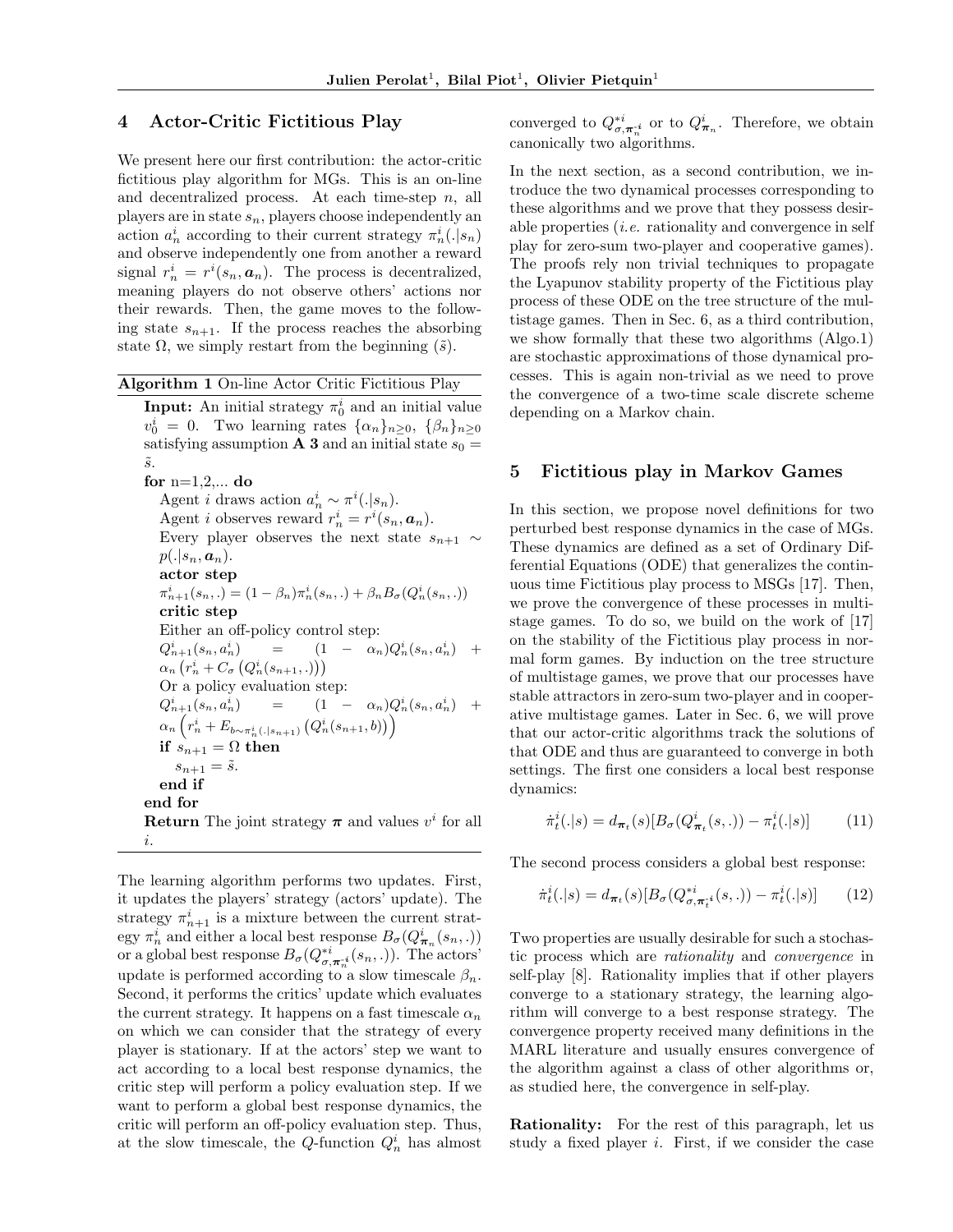## 4 Actor-Critic Fictitious Play

We present here our first contribution: the actor-critic fictitious play algorithm for MGs. This is an on-line and decentralized process. At each time-step $n$, all players are in state $s_n$, players choose independently an action $a^i_n$ according to their current strategy $\pi^i_n(.|s_n)$ and observe independently one from another a reward signal $r^i_n = r^i(s_n, \boldsymbol{a}_n)$. The process is decentralized, meaning players do not observe others' actions nor their rewards. Then, the game moves to the following state $s_{n+1}$. If the process reaches the absorbing state $\Omega$, we simply restart from the beginning ($\tilde{s}$).

**Algorithm 1** On-line Actor Critic Fictitious Play

**Input:** An initial strategy $\pi^i_0$ and an initial value $v^i_0 = 0$. Two learning rates $\{\alpha_n\}_{n\geq 0}$, $\{\beta_n\}_{n\geq 0}$ satisfying assumption **A 3** and an initial state $s_0 = \tilde{s}$.

**for** n=1,2,... **do**
- Agent $i$ draws action $a^i_n \sim \pi^i(.|s_n)$.
- Agent $i$ observes reward $r^i_n = r^i(s_n, \boldsymbol{a}_n)$.
- Every player observes the next state $s_{n+1} \sim p(.|s_n, \boldsymbol{a}_n)$.
- **actor step**
- $\pi^i_{n+1}(s_n, .) = (1 - \beta_n)\pi^i_n(s_n, .) + \beta_n B_\sigma(Q^i_n(s_n, .))$
- **critic step**
- Either an off-policy control step:
- $Q^i_{n+1}(s_n, a^i_n) = (1 - \alpha_n)Q^i_n(s_n, a^i_n) + \alpha_n \left(r^i_n + C_\sigma\left(Q^i_n(s_{n+1}, .)\right)\right)$
- Or a policy evaluation step:
- $Q^i_{n+1}(s_n, a^i_n) = (1 - \alpha_n)Q^i_n(s_n, a^i_n) + \alpha_n \left(r^i_n + E_{b\sim\pi^i_n(.|s_{n+1})}\left(Q^i_n(s_{n+1}, b)\right)\right)$
- **if** $s_{n+1} = \Omega$ **then**
  - $s_{n+1} = \tilde{s}$.
- **end if**

**end for**

**Return** The joint strategy $\boldsymbol{\pi}$ and values $v^i$ for all $i$.

The learning algorithm performs two updates. First, it updates the players' strategy (actors' update). The strategy $\pi^i_{n+1}$ is a mixture between the current strategy $\pi^i_n$ and either a local best response $B_\sigma(Q^i_{\boldsymbol{\pi}_n}(s_n, .))$ or a global best response $B_\sigma(Q^{*i}_{\sigma,\boldsymbol{\pi}^{-i}_n}(s_n, .))$. The actors' update is performed according to a slow timescale $\beta_n$. Second, it performs the critics' update which evaluates the current strategy. It happens on a fast timescale $\alpha_n$ on which we can consider that the strategy of every player is stationary. If at the actors' step we want to act according to a local best response dynamics, the critic step will perform a policy evaluation step. If we want to perform a global best response dynamics, the critic will perform an off-policy evaluation step. Thus, at the slow timescale, the $Q$-function $Q^i_n$ has almost converged to $Q^{*i}_{\sigma,\boldsymbol{\pi}^{-i}_n}$ or to $Q^i_{\boldsymbol{\pi}_n}$. Therefore, we obtain canonically two algorithms.

In the next section, as a second contribution, we introduce the two dynamical processes corresponding to these algorithms and we prove that they possess desirable properties (*i.e.* rationality and convergence in self play for zero-sum two-player and cooperative games). The proofs rely non trivial techniques to propagate the Lyapunov stability property of the Fictitious play process of these ODE on the tree structure of the multistage games. Then in Sec. 6, as a third contribution, we show formally that these two algorithms (Algo.1) are stochastic approximations of those dynamical processes. This is again non-trivial as we need to prove the convergence of a two-time scale discrete scheme depending on a Markov chain.

## 5 Fictitious play in Markov Games

In this section, we propose novel definitions for two perturbed best response dynamics in the case of MGs. These dynamics are defined as a set of Ordinary Differential Equations (ODE) that generalizes the continuous time Fictitious play process to MSGs [17]. Then, we prove the convergence of these processes in multistage games. To do so, we build on the work of [17] on the stability of the Fictitious play process in normal form games. By induction on the tree structure of multistage games, we prove that our processes have stable attractors in zero-sum two-player and in cooperative multistage games. Later in Sec. 6, we will prove that our actor-critic algorithms track the solutions of that ODE and thus are guaranteed to converge in both settings. The first one considers a local best response dynamics:

$$\dot{\pi}^i_t(.|s) = d_{\boldsymbol{\pi}_t}(s)[B_\sigma(Q^i_{\boldsymbol{\pi}_t}(s, .)) - \pi^i_t(.|s)] \tag{11}$$

The second process considers a global best response:

$$\dot{\pi}^i_t(.|s) = d_{\boldsymbol{\pi}_t}(s)[B_\sigma(Q^{*i}_{\sigma,\boldsymbol{\pi}^{-i}_t}(s, .)) - \pi^i_t(.|s)] \tag{12}$$

Two properties are usually desirable for such a stochastic process which are *rationality* and *convergence* in self-play [8]. Rationality implies that if other players converge to a stationary strategy, the learning algorithm will converge to a best response strategy. The convergence property received many definitions in the MARL literature and usually ensures convergence of the algorithm against a class of other algorithms or, as studied here, the convergence in self-play.

**Rationality:** For the rest of this paragraph, let us study a fixed player $i$. First, if we consider the case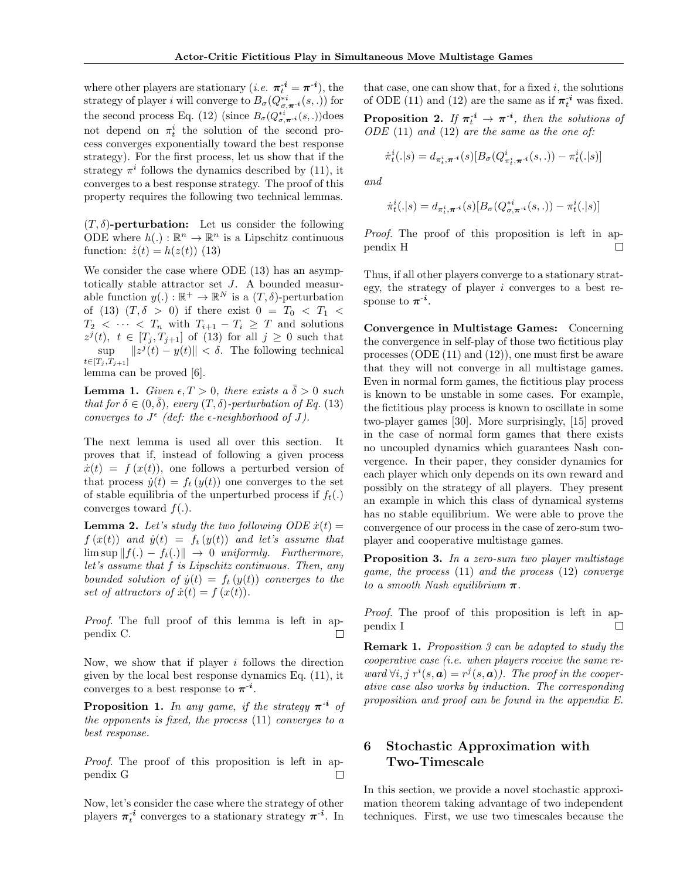where other players are stationary (*i.e.* $\boldsymbol{\pi}_t^{\text{-}\boldsymbol{i}} = \boldsymbol{\pi}^{\text{-}\boldsymbol{i}}$), the strategy of player $i$ will converge to $B_\sigma(Q^{*i}_{\sigma,\boldsymbol{\pi}^{\text{-}i}}(s,.))$ for the second process Eq. (12) (since $B_\sigma(Q^{*i}_{\sigma,\boldsymbol{\pi}^{\text{-}i}}(s,.))$does not depend on $\pi^i_t$ the solution of the second process converges exponentially toward the best response strategy). For the first process, let us show that if the strategy $\pi^i$ follows the dynamics described by (11), it converges to a best response strategy. The proof of this property requires the following two technical lemmas.

**$(T, \delta)$-perturbation:** Let us consider the following ODE where $h(.) : \mathbb{R}^n \to \mathbb{R}^n$ is a Lipschitz continuous function: $\dot{z}(t) = h(z(t))$ (13)

We consider the case where ODE (13) has an asymptotically stable attractor set $J$. A bounded measurable function $y(.) : \mathbb{R}^+ \to \mathbb{R}^N$ is a $(T, \delta)$-perturbation of (13) $(T, \delta > 0)$ if there exist $0 = T_0 < T_1 < T_2 < \cdots < T_n$ with $T_{i+1} - T_i \geq T$ and solutions $z^j(t),\ t \in [T_j, T_{j+1}]$ of (13) for all $j \geq 0$ such that $\sup_{t\in[T_j,T_{j+1}]} \|z^j(t) - y(t)\| < \delta$. The following technical lemma can be proved [6].

**Lemma 1.** *Given $\epsilon, T > 0$, there exists a $\bar{\delta} > 0$ such that for $\delta \in (0, \bar{\delta})$, every $(T, \delta)$-perturbation of Eq. (13) converges to $J^\epsilon$ (def: the $\epsilon$-neighborhood of $J$).*

The next lemma is used all over this section. It proves that if, instead of following a given process $\dot{x}(t) = f(x(t))$, one follows a perturbed version of that process $\dot{y}(t) = f_t(y(t))$ one converges to the set of stable equilibria of the unperturbed process if $f_t(.)$ converges toward $f(.)$.

**Lemma 2.** *Let's study the two following ODE $\dot{x}(t) = f(x(t))$ and $\dot{y}(t) = f_t(y(t))$ and let's assume that $\limsup \|f(.) - f_t(.)\| \to 0$ uniformly. Furthermore, let's assume that $f$ is Lipschitz continuous. Then, any bounded solution of $\dot{y}(t) = f_t(y(t))$ converges to the set of attractors of $\dot{x}(t) = f(x(t))$.*

*Proof.* The full proof of this lemma is left in appendix C. □

Now, we show that if player $i$ follows the direction given by the local best response dynamics Eq. (11), it converges to a best response to $\boldsymbol{\pi}^{\text{-}\boldsymbol{i}}$.

**Proposition 1.** *In any game, if the strategy $\boldsymbol{\pi}^{\text{-}\boldsymbol{i}}$ of the opponents is fixed, the process (11) converges to a best response.*

*Proof.* The proof of this proposition is left in appendix G □

Now, let's consider the case where the strategy of other players $\boldsymbol{\pi}_t^{\text{-}\boldsymbol{i}}$ converges to a stationary strategy $\boldsymbol{\pi}^{\text{-}\boldsymbol{i}}$. In that case, one can show that, for a fixed $i$, the solutions of ODE (11) and (12) are the same as if $\boldsymbol{\pi}_t^{\text{-}\boldsymbol{i}}$ was fixed.

**Proposition 2.** *If $\boldsymbol{\pi}_t^{\text{-}\boldsymbol{i}} \to \boldsymbol{\pi}^{\text{-}\boldsymbol{i}}$, then the solutions of ODE (11) and (12) are the same as the one of:*

$$\dot{\pi}^i_t(.|s) = d_{\pi^i_t,\boldsymbol{\pi}^{\text{-}i}}(s)[B_\sigma(Q^i_{\pi^i_t,\boldsymbol{\pi}^{\text{-}i}}(s,.)) - \pi^i_t(.|s)]$$

*and*

$$\dot{\pi}^i_t(.|s) = d_{\pi^i_t,\boldsymbol{\pi}^{\text{-}i}}(s)[B_\sigma(Q^{*i}_{\sigma,\boldsymbol{\pi}^{\text{-}i}}(s,.)) - \pi^i_t(.|s)]$$

*Proof.* The proof of this proposition is left in appendix H □

Thus, if all other players converge to a stationary strategy, the strategy of player $i$ converges to a best response to $\boldsymbol{\pi}^{\text{-}\boldsymbol{i}}$.

**Convergence in Multistage Games:** Concerning the convergence in self-play of those two fictitious play processes (ODE (11) and (12)), one must first be aware that they will not converge in all multistage games. Even in normal form games, the fictitious play process is known to be unstable in some cases. For example, the fictitious play process is known to oscillate in some two-player games [30]. More surprisingly, [15] proved in the case of normal form games that there exists no uncoupled dynamics which guarantees Nash convergence. In their paper, they consider dynamics for each player which only depends on its own reward and possibly on the strategy of all players. They present an example in which this class of dynamical systems has no stable equilibrium. We were able to prove the convergence of our process in the case of zero-sum two-player and cooperative multistage games.

**Proposition 3.** *In a zero-sum two player multistage game, the process (11) and the process (12) converge to a smooth Nash equilibrium $\boldsymbol{\pi}$.*

*Proof.* The proof of this proposition is left in appendix I □

**Remark 1.** *Proposition 3 can be adapted to study the cooperative case (i.e. when players receive the same reward $\forall i, j\ r^i(s, \boldsymbol{a}) = r^j(s, \boldsymbol{a})$). The proof in the cooperative case also works by induction. The corresponding proposition and proof can be found in the appendix E.*

## 6 Stochastic Approximation with Two-Timescale

In this section, we provide a novel stochastic approximation theorem taking advantage of two independent techniques. First, we use two timescales because the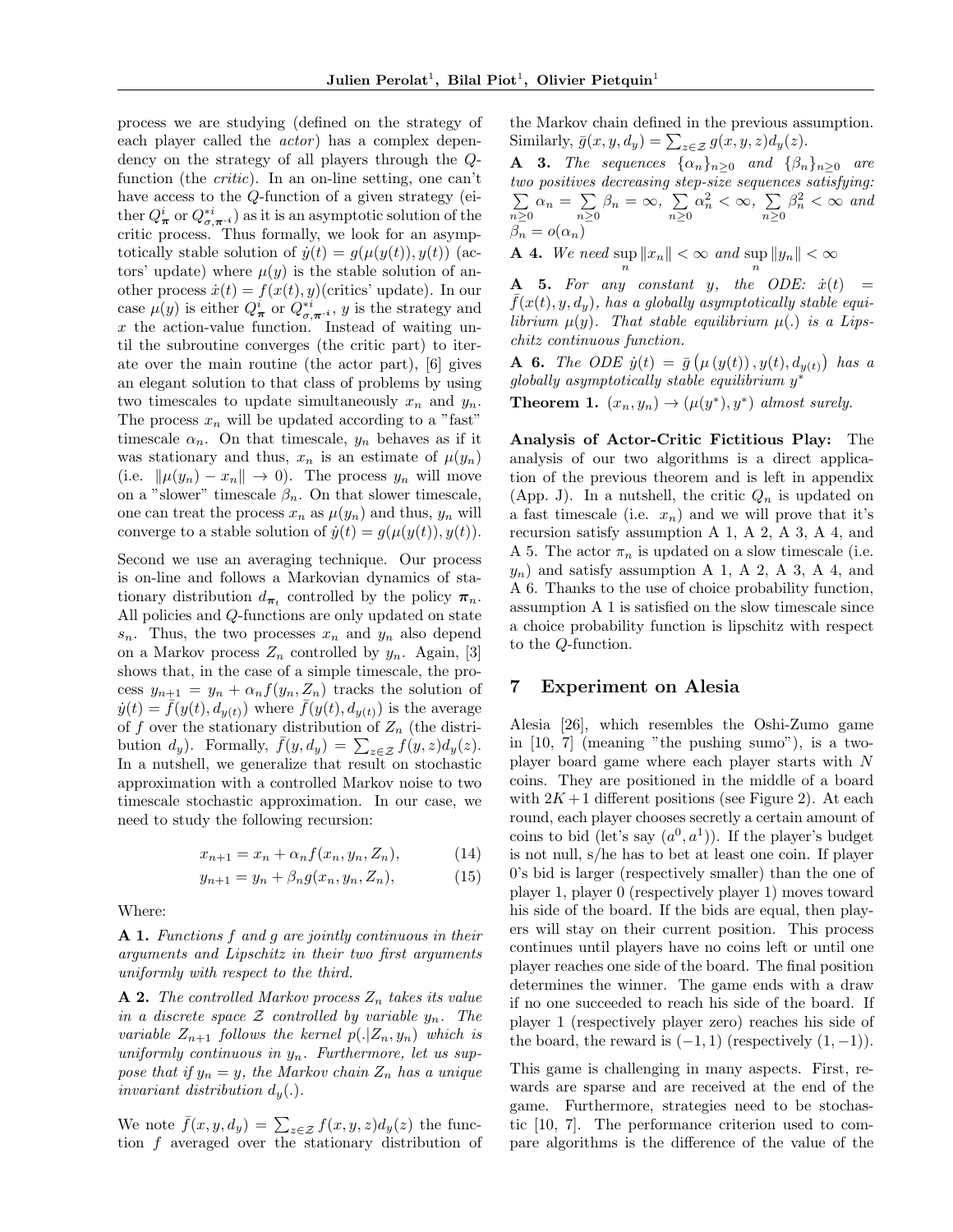process we are studying (defined on the strategy of each player called the *actor*) has a complex dependency on the strategy of all players through the $Q$-function (the *critic*). In an on-line setting, one can't have access to the $Q$-function of a given strategy (either $Q^i_{\boldsymbol{\pi}}$ or $Q^{*i}_{\sigma,\boldsymbol{\pi}^{-i}}$) as it is an asymptotic solution of the critic process. Thus formally, we look for an asymptotically stable solution of $\dot{y}(t) = g(\mu(y(t)), y(t))$ (actors' update) where $\mu(y)$ is the stable solution of another process $\dot{x}(t) = f(x(t), y)$(critics' update). In our case $\mu(y)$ is either $Q^i_{\boldsymbol{\pi}}$ or $Q^{*i}_{\sigma,\boldsymbol{\pi}^{-i}}$, $y$ is the strategy and $x$ the action-value function. Instead of waiting until the subroutine converges (the critic part) to iterate over the main routine (the actor part), [6] gives an elegant solution to that class of problems by using two timescales to update simultaneously $x_n$ and $y_n$. The process $x_n$ will be updated according to a "fast" timescale $\alpha_n$. On that timescale, $y_n$ behaves as if it was stationary and thus, $x_n$ is an estimate of $\mu(y_n)$ (i.e. $\|\mu(y_n) - x_n\| \to 0$). The process $y_n$ will move on a "slower" timescale $\beta_n$. On that slower timescale, one can treat the process $x_n$ as $\mu(y_n)$ and thus, $y_n$ will converge to a stable solution of $\dot{y}(t) = g(\mu(y(t)), y(t))$.

Second we use an averaging technique. Our process is on-line and follows a Markovian dynamics of stationary distribution $d_{\boldsymbol{\pi}_t}$ controlled by the policy $\boldsymbol{\pi}_n$. All policies and $Q$-functions are only updated on state $s_n$. Thus, the two processes $x_n$ and $y_n$ also depend on a Markov process $Z_n$ controlled by $y_n$. Again, [3] shows that, in the case of a simple timescale, the process $y_{n+1} = y_n + \alpha_n f(y_n, Z_n)$ tracks the solution of $\dot{y}(t) = \bar{f}(y(t), d_{y(t)})$ where $\bar{f}(y(t), d_{y(t)})$ is the average of $f$ over the stationary distribution of $Z_n$ (the distribution $d_y$). Formally, $\bar{f}(y, d_y) = \sum_{z\in\mathcal{Z}} f(y, z) d_y(z)$. In a nutshell, we generalize that result on stochastic approximation with a controlled Markov noise to two timescale stochastic approximation. In our case, we need to study the following recursion:

$$x_{n+1} = x_n + \alpha_n f(x_n, y_n, Z_n), \tag{14}$$

$$y_{n+1} = y_n + \beta_n g(x_n, y_n, Z_n), \tag{15}$$

Where:

**A 1.** *Functions $f$ and $g$ are jointly continuous in their arguments and Lipschitz in their two first arguments uniformly with respect to the third.*

**A 2.** *The controlled Markov process $Z_n$ takes its value in a discrete space $\mathcal{Z}$ controlled by variable $y_n$. The variable $Z_{n+1}$ follows the kernel $p(.|Z_n, y_n)$ which is uniformly continuous in $y_n$. Furthermore, let us suppose that if $y_n = y$, the Markov chain $Z_n$ has a unique invariant distribution $d_y(.)$.*

We note $\bar{f}(x, y, d_y) = \sum_{z\in\mathcal{Z}} f(x, y, z) d_y(z)$ the function $f$ averaged over the stationary distribution of the Markov chain defined in the previous assumption. Similarly, $\bar{g}(x, y, d_y) = \sum_{z\in\mathcal{Z}} g(x, y, z) d_y(z)$.

**A 3.** *The sequences $\{\alpha_n\}_{n\geq 0}$ and $\{\beta_n\}_{n\geq 0}$ are two positives decreasing step-size sequences satisfying: $\sum_{n\geq 0} \alpha_n = \sum_{n\geq 0} \beta_n = \infty$, $\sum_{n\geq 0} \alpha_n^2 < \infty$, $\sum_{n\geq 0} \beta_n^2 < \infty$ and $\beta_n = o(\alpha_n)$*

**A 4.** *We need $\sup_n \|x_n\| < \infty$ and $\sup_n \|y_n\| < \infty$*

**A 5.** *For any constant $y$, the ODE: $\dot{x}(t) = \bar{f}(x(t), y, d_y)$, has a globally asymptotically stable equilibrium $\mu(y)$. That stable equilibrium $\mu(.)$ is a Lipschitz continuous function.*

**A 6.** *The ODE $\dot{y}(t) = \bar{g}\left(\mu\left(y(t)\right), y(t), d_{y(t)}\right)$ has a globally asymptotically stable equilibrium $y^*$*

**Theorem 1.** *$(x_n, y_n) \to (\mu(y^*), y^*)$ almost surely.*

**Analysis of Actor-Critic Fictitious Play:** The analysis of our two algorithms is a direct application of the previous theorem and is left in appendix (App. J). In a nutshell, the critic $Q_n$ is updated on a fast timescale (i.e. $x_n$) and we will prove that it's recursion satisfy assumption A 1, A 2, A 3, A 4, and A 5. The actor $\pi_n$ is updated on a slow timescale (i.e. $y_n$) and satisfy assumption A 1, A 2, A 3, A 4, and A 6. Thanks to the use of choice probability function, assumption A 1 is satisfied on the slow timescale since a choice probability function is lipschitz with respect to the $Q$-function.

## 7 Experiment on Alesia

Alesia [26], which resembles the Oshi-Zumo game in [10, 7] (meaning "the pushing sumo"), is a two-player board game where each player starts with $N$ coins. They are positioned in the middle of a board with $2K+1$ different positions (see Figure 2). At each round, each player chooses secretly a certain amount of coins to bid (let's say $(a^0, a^1)$). If the player's budget is not null, s/he has to bet at least one coin. If player 0's bid is larger (respectively smaller) than the one of player 1, player 0 (respectively player 1) moves toward his side of the board. If the bids are equal, then players will stay on their current position. This process continues until players have no coins left or until one player reaches one side of the board. The final position determines the winner. The game ends with a draw if no one succeeded to reach his side of the board. If player 1 (respectively player zero) reaches his side of the board, the reward is $(-1, 1)$ (respectively $(1, -1)$).

This game is challenging in many aspects. First, rewards are sparse and are received at the end of the game. Furthermore, strategies need to be stochastic [10, 7]. The performance criterion used to compare algorithms is the difference of the value of the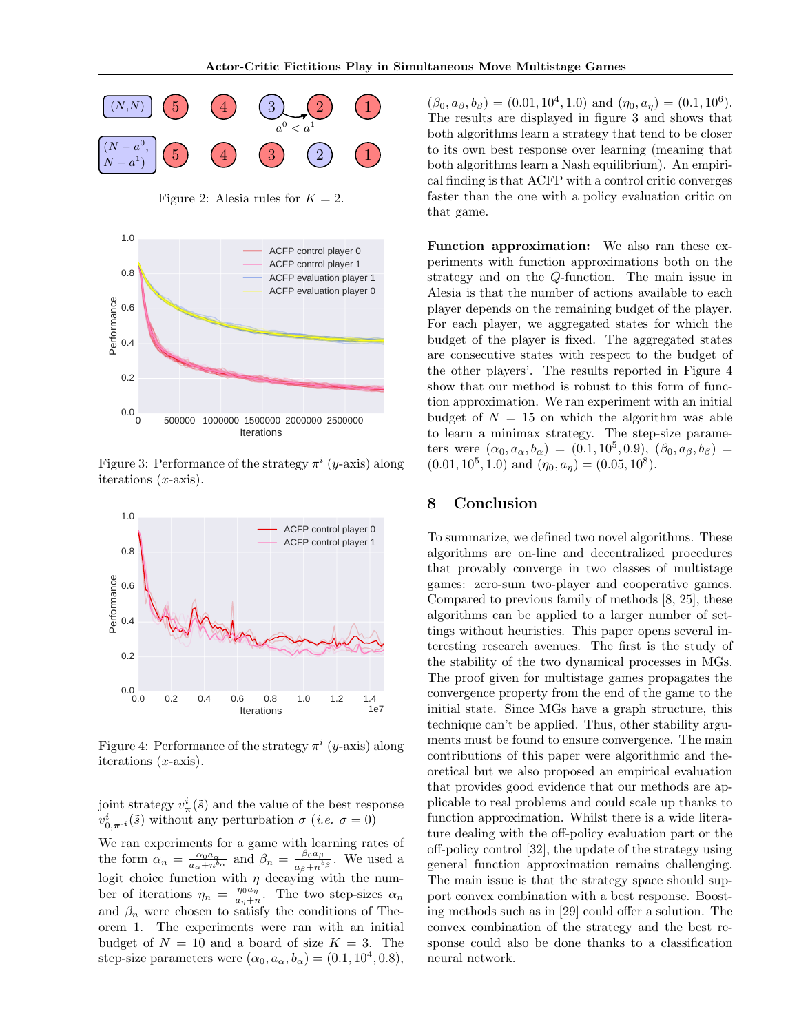Figure 2: Alesia rules for $K = 2$.

Figure 3: Performance of the strategy $\pi^i$ ($y$-axis) along iterations ($x$-axis).

Figure 4: Performance of the strategy $\pi^i$ ($y$-axis) along iterations ($x$-axis).

joint strategy $v^i_{\boldsymbol{\pi}}(\tilde{s})$ and the value of the best response $v^i_{0,\boldsymbol{\pi}^{-i}}(\tilde{s})$ without any perturbation $\sigma$ (*i.e.* $\sigma = 0$)

We ran experiments for a game with learning rates of the form $\alpha_n = \frac{\alpha_0 a_\alpha}{a_\alpha + n^{b_\alpha}}$ and $\beta_n = \frac{\beta_0 a_\beta}{a_\beta + n^{b_\beta}}$. We used a logit choice function with $\eta$ decaying with the number of iterations $\eta_n = \frac{\eta_0 a_\eta}{a_\eta + n}$. The two step-sizes $\alpha_n$ and $\beta_n$ were chosen to satisfy the conditions of Theorem 1. The experiments were ran with an initial budget of $N = 10$ and a board of size $K = 3$. The step-size parameters were $(\alpha_0, a_\alpha, b_\alpha) = (0.1, 10^4, 0.8)$, $(\beta_0, a_\beta, b_\beta) = (0.01, 10^4, 1.0)$ and $(\eta_0, a_\eta) = (0.1, 10^6)$. The results are displayed in figure 3 and shows that both algorithms learn a strategy that tend to be closer to its own best response over learning (meaning that both algorithms learn a Nash equilibrium). An empirical finding is that ACFP with a control critic converges faster than the one with a policy evaluation critic on that game.

**Function approximation:** We also ran these experiments with function approximations both on the strategy and on the $Q$-function. The main issue in Alesia is that the number of actions available to each player depends on the remaining budget of the player. For each player, we aggregated states for which the budget of the player is fixed. The aggregated states are consecutive states with respect to the budget of the other players'. The results reported in Figure 4 show that our method is robust to this form of function approximation. We ran experiment with an initial budget of $N = 15$ on which the algorithm was able to learn a minimax strategy. The step-size parameters were $(\alpha_0, a_\alpha, b_\alpha) = (0.1, 10^5, 0.9)$, $(\beta_0, a_\beta, b_\beta) = (0.01, 10^5, 1.0)$ and $(\eta_0, a_\eta) = (0.05, 10^8)$.

## 8 Conclusion

To summarize, we defined two novel algorithms. These algorithms are on-line and decentralized procedures that provably converge in two classes of multistage games: zero-sum two-player and cooperative games. Compared to previous family of methods [8, 25], these algorithms can be applied to a larger number of settings without heuristics. This paper opens several interesting research avenues. The first is the study of the stability of the two dynamical processes in MGs. The proof given for multistage games propagates the convergence property from the end of the game to the initial state. Since MGs have a graph structure, this technique can't be applied. Thus, other stability arguments must be found to ensure convergence. The main contributions of this paper were algorithmic and theoretical but we also proposed an empirical evaluation that provides good evidence that our methods are applicable to real problems and could scale up thanks to function approximation. Whilst there is a wide literature dealing with the off-policy evaluation part or the off-policy control [32], the update of the strategy using general function approximation remains challenging. The main issue is that the strategy space should support convex combination with a best response. Boosting methods such as in [29] could offer a solution. The convex combination of the strategy and the best response could also be done thanks to a classification neural network.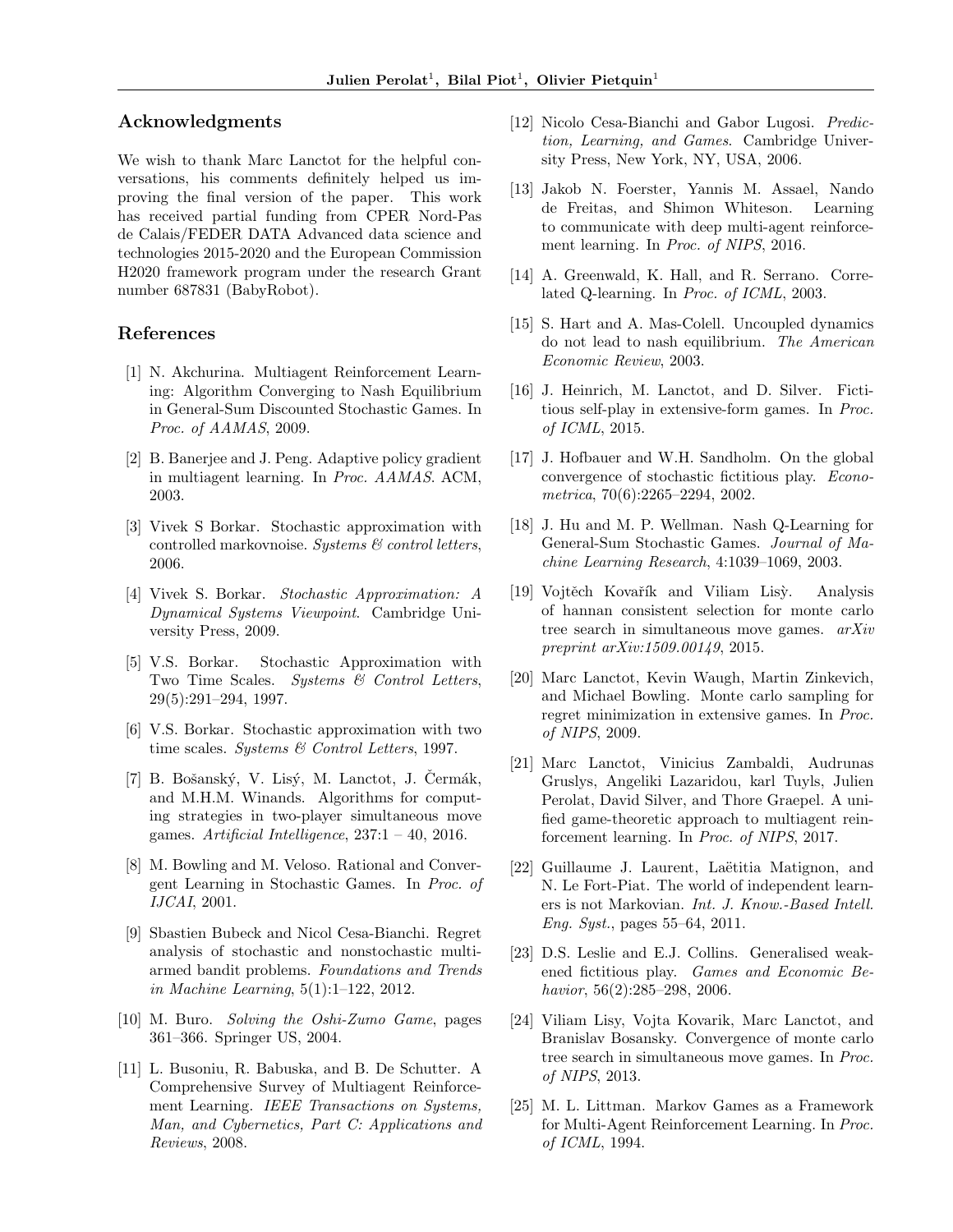## Acknowledgments

We wish to thank Marc Lanctot for the helpful conversations, his comments definitely helped us improving the final version of the paper. This work has received partial funding from CPER Nord-Pas de Calais/FEDER DATA Advanced data science and technologies 2015-2020 and the European Commission H2020 framework program under the research Grant number 687831 (BabyRobot).

## References

[1] N. Akchurina. Multiagent Reinforcement Learning: Algorithm Converging to Nash Equilibrium in General-Sum Discounted Stochastic Games. In *Proc. of AAMAS*, 2009.

[2] B. Banerjee and J. Peng. Adaptive policy gradient in multiagent learning. In *Proc. AAMAS*. ACM, 2003.

[3] Vivek S Borkar. Stochastic approximation with controlled markovnoise. *Systems & control letters*, 2006.

[4] Vivek S. Borkar. *Stochastic Approximation: A Dynamical Systems Viewpoint*. Cambridge University Press, 2009.

[5] V.S. Borkar. Stochastic Approximation with Two Time Scales. *Systems & Control Letters*, 29(5):291–294, 1997.

[6] V.S. Borkar. Stochastic approximation with two time scales. *Systems & Control Letters*, 1997.

[7] B. Bošanský, V. Lisý, M. Lanctot, J. Čermák, and M.H.M. Winands. Algorithms for computing strategies in two-player simultaneous move games. *Artificial Intelligence*, 237:1 – 40, 2016.

[8] M. Bowling and M. Veloso. Rational and Convergent Learning in Stochastic Games. In *Proc. of IJCAI*, 2001.

[9] Sbastien Bubeck and Nicol Cesa-Bianchi. Regret analysis of stochastic and nonstochastic multi-armed bandit problems. *Foundations and Trends in Machine Learning*, 5(1):1–122, 2012.

[10] M. Buro. *Solving the Oshi-Zumo Game*, pages 361–366. Springer US, 2004.

[11] L. Busoniu, R. Babuska, and B. De Schutter. A Comprehensive Survey of Multiagent Reinforcement Learning. *IEEE Transactions on Systems, Man, and Cybernetics, Part C: Applications and Reviews*, 2008.

[12] Nicolo Cesa-Bianchi and Gabor Lugosi. *Prediction, Learning, and Games*. Cambridge University Press, New York, NY, USA, 2006.

[13] Jakob N. Foerster, Yannis M. Assael, Nando de Freitas, and Shimon Whiteson. Learning to communicate with deep multi-agent reinforcement learning. In *Proc. of NIPS*, 2016.

[14] A. Greenwald, K. Hall, and R. Serrano. Correlated Q-learning. In *Proc. of ICML*, 2003.

[15] S. Hart and A. Mas-Colell. Uncoupled dynamics do not lead to nash equilibrium. *The American Economic Review*, 2003.

[16] J. Heinrich, M. Lanctot, and D. Silver. Fictitious self-play in extensive-form games. In *Proc. of ICML*, 2015.

[17] J. Hofbauer and W.H. Sandholm. On the global convergence of stochastic fictitious play. *Econometrica*, 70(6):2265–2294, 2002.

[18] J. Hu and M. P. Wellman. Nash Q-Learning for General-Sum Stochastic Games. *Journal of Machine Learning Research*, 4:1039–1069, 2003.

[19] Vojtěch Kovařík and Viliam Lisỳ. Analysis of hannan consistent selection for monte carlo tree search in simultaneous move games. *arXiv preprint arXiv:1509.00149*, 2015.

[20] Marc Lanctot, Kevin Waugh, Martin Zinkevich, and Michael Bowling. Monte carlo sampling for regret minimization in extensive games. In *Proc. of NIPS*, 2009.

[21] Marc Lanctot, Vinicius Zambaldi, Audrunas Gruslys, Angeliki Lazaridou, karl Tuyls, Julien Perolat, David Silver, and Thore Graepel. A unified game-theoretic approach to multiagent reinforcement learning. In *Proc. of NIPS*, 2017.

[22] Guillaume J. Laurent, Laëtitia Matignon, and N. Le Fort-Piat. The world of independent learners is not Markovian. *Int. J. Know.-Based Intell. Eng. Syst.*, pages 55–64, 2011.

[23] D.S. Leslie and E.J. Collins. Generalised weakened fictitious play. *Games and Economic Behavior*, 56(2):285–298, 2006.

[24] Viliam Lisy, Vojta Kovarik, Marc Lanctot, and Branislav Bosansky. Convergence of monte carlo tree search in simultaneous move games. In *Proc. of NIPS*, 2013.

[25] M. L. Littman. Markov Games as a Framework for Multi-Agent Reinforcement Learning. In *Proc. of ICML*, 1994.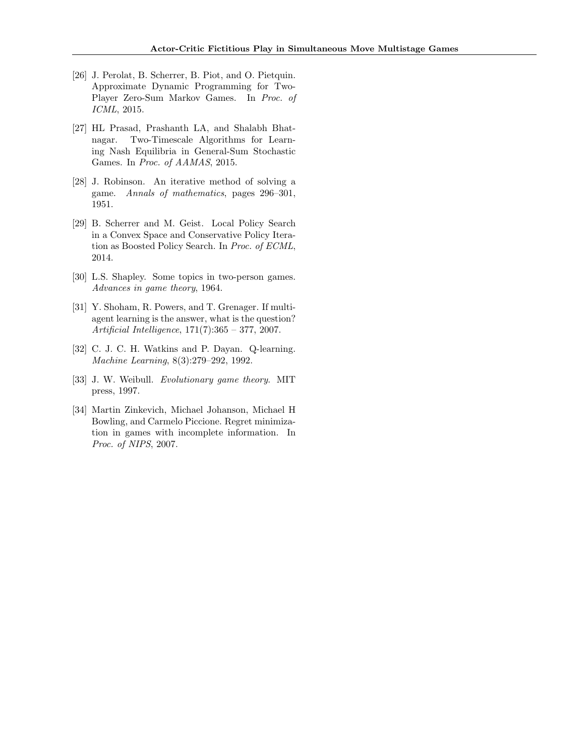[26] J. Perolat, B. Scherrer, B. Piot, and O. Pietquin. Approximate Dynamic Programming for Two-Player Zero-Sum Markov Games. In *Proc. of ICML*, 2015.

[27] HL Prasad, Prashanth LA, and Shalabh Bhatnagar. Two-Timescale Algorithms for Learning Nash Equilibria in General-Sum Stochastic Games. In *Proc. of AAMAS*, 2015.

[28] J. Robinson. An iterative method of solving a game. *Annals of mathematics*, pages 296–301, 1951.

[29] B. Scherrer and M. Geist. Local Policy Search in a Convex Space and Conservative Policy Iteration as Boosted Policy Search. In *Proc. of ECML*, 2014.

[30] L.S. Shapley. Some topics in two-person games. *Advances in game theory*, 1964.

[31] Y. Shoham, R. Powers, and T. Grenager. If multi-agent learning is the answer, what is the question? *Artificial Intelligence*, 171(7):365 – 377, 2007.

[32] C. J. C. H. Watkins and P. Dayan. Q-learning. *Machine Learning*, 8(3):279–292, 1992.

[33] J. W. Weibull. *Evolutionary game theory*. MIT press, 1997.

[34] Martin Zinkevich, Michael Johanson, Michael H Bowling, and Carmelo Piccione. Regret minimization in games with incomplete information. In *Proc. of NIPS*, 2007.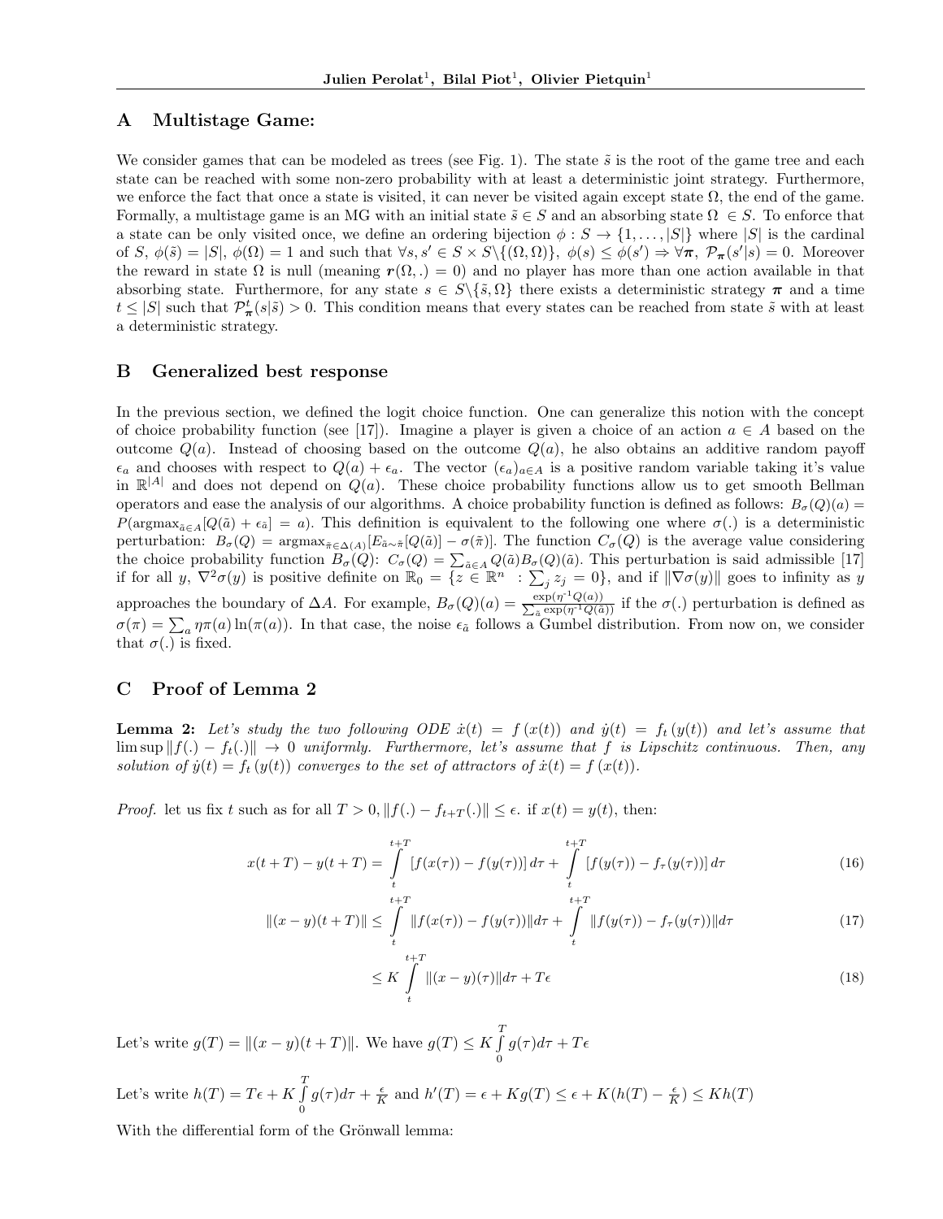## A Multistage Game:

We consider games that can be modeled as trees (see Fig. 1). The state $\tilde{s}$ is the root of the game tree and each state can be reached with some non-zero probability with at least a deterministic joint strategy. Furthermore, we enforce the fact that once a state is visited, it can never be visited again except state $\Omega$, the end of the game. Formally, a multistage game is an MG with an initial state $\tilde{s} \in S$ and an absorbing state $\Omega \in S$. To enforce that a state can be only visited once, we define an ordering bijection $\phi : S \to \{1, \ldots, |S|\}$ where $|S|$ is the cardinal of $S$, $\phi(\tilde{s}) = |S|$, $\phi(\Omega) = 1$ and such that $\forall s, s' \in S \times S \backslash \{(\Omega, \Omega)\}$, $\phi(s) \leq \phi(s') \Rightarrow \forall \boldsymbol{\pi}$, $\mathcal{P}_{\boldsymbol{\pi}}(s'|s) = 0$. Moreover the reward in state $\Omega$ is null (meaning $\boldsymbol{r}(\Omega, .) = 0$) and no player has more than one action available in that absorbing state. Furthermore, for any state $s \in S \backslash \{\tilde{s}, \Omega\}$ there exists a deterministic strategy $\boldsymbol{\pi}$ and a time $t \leq |S|$ such that $\mathcal{P}^t_{\boldsymbol{\pi}}(s|\tilde{s}) > 0$. This condition means that every states can be reached from state $\tilde{s}$ with at least a deterministic strategy.

## B Generalized best response

In the previous section, we defined the logit choice function. One can generalize this notion with the concept of choice probability function (see [17]). Imagine a player is given a choice of an action $a \in A$ based on the outcome $Q(a)$. Instead of choosing based on the outcome $Q(a)$, he also obtains an additive random payoff $\epsilon_a$ and chooses with respect to $Q(a) + \epsilon_a$. The vector $(\epsilon_a)_{a \in A}$ is a positive random variable taking it's value in $\mathbb{R}^{|A|}$ and does not depend on $Q(a)$. These choice probability functions allow us to get smooth Bellman operators and ease the analysis of our algorithms. A choice probability function is defined as follows: $B_\sigma(Q)(a) = P(\text{argmax}_{\tilde{a} \in A}[Q(\tilde{a}) + \epsilon_{\tilde{a}}] = a)$. This definition is equivalent to the following one where $\sigma(.)$ is a deterministic perturbation: $B_\sigma(Q) = \text{argmax}_{\tilde{\pi} \in \Delta(A)}[E_{\tilde{a} \sim \tilde{\pi}}[Q(\tilde{a})] - \sigma(\tilde{\pi})]$. The function $C_\sigma(Q)$ is the average value considering the choice probability function $B_\sigma(Q)$: $C_\sigma(Q) = \sum_{\tilde{a} \in A} Q(\tilde{a}) B_\sigma(Q)(\tilde{a})$. This perturbation is said admissible [17] if for all $y$, $\nabla^2 \sigma(y)$ is positive definite on $\mathbb{R}_0 = \{z \in \mathbb{R}^n \ : \sum_j z_j = 0\}$, and if $\|\nabla \sigma(y)\|$ goes to infinity as $y$ approaches the boundary of $\Delta A$. For example, $B_\sigma(Q)(a) = \frac{\exp(\eta^{-1} Q(a))}{\sum_{\tilde{a}} \exp(\eta^{-1} Q(\tilde{a}))}$ if the $\sigma(.)$ perturbation is defined as $\sigma(\pi) = \sum_a \eta \pi(a) \ln(\pi(a))$. In that case, the noise $\epsilon_{\tilde{a}}$ follows a Gumbel distribution. From now on, we consider that $\sigma(.)$ is fixed.

## C Proof of Lemma 2

**Lemma 2:** *Let's study the two following ODE $\dot{x}(t) = f(x(t))$ and $\dot{y}(t) = f_t(y(t))$ and let's assume that $\limsup \|f(.) - f_t(.)\| \to 0$ uniformly. Furthermore, let's assume that $f$ is Lipschitz continuous. Then, any solution of $\dot{y}(t) = f_t(y(t))$ converges to the set of attractors of $\dot{x}(t) = f(x(t))$.*

*Proof.* let us fix $t$ such as for all $T > 0, \|f(.) - f_{t+T}(.)\| \leq \epsilon$. if $x(t) = y(t)$, then:

$$x(t+T) - y(t+T) = \int_t^{t+T} [f(x(\tau)) - f(y(\tau))] \, d\tau + \int_t^{t+T} [f(y(\tau)) - f_\tau(y(\tau))] \, d\tau \tag{16}$$

$$\|(x-y)(t+T)\| \leq \int_t^{t+T} \|f(x(\tau)) - f(y(\tau))\| d\tau + \int_t^{t+T} \|f(y(\tau)) - f_\tau(y(\tau))\| d\tau \tag{17}$$

$$\leq K \int_t^{t+T} \|(x-y)(\tau)\| d\tau + T\epsilon \tag{18}$$

Let's write $g(T) = \|(x-y)(t+T)\|$. We have $g(T) \leq K \int_0^T g(\tau) d\tau + T\epsilon$

Let's write $h(T) = T\epsilon + K \int_0^T g(\tau) d\tau + \frac{\epsilon}{K}$ and $h'(T) = \epsilon + K g(T) \leq \epsilon + K(h(T) - \frac{\epsilon}{K}) \leq K h(T)$

With the differential form of the Grönwall lemma: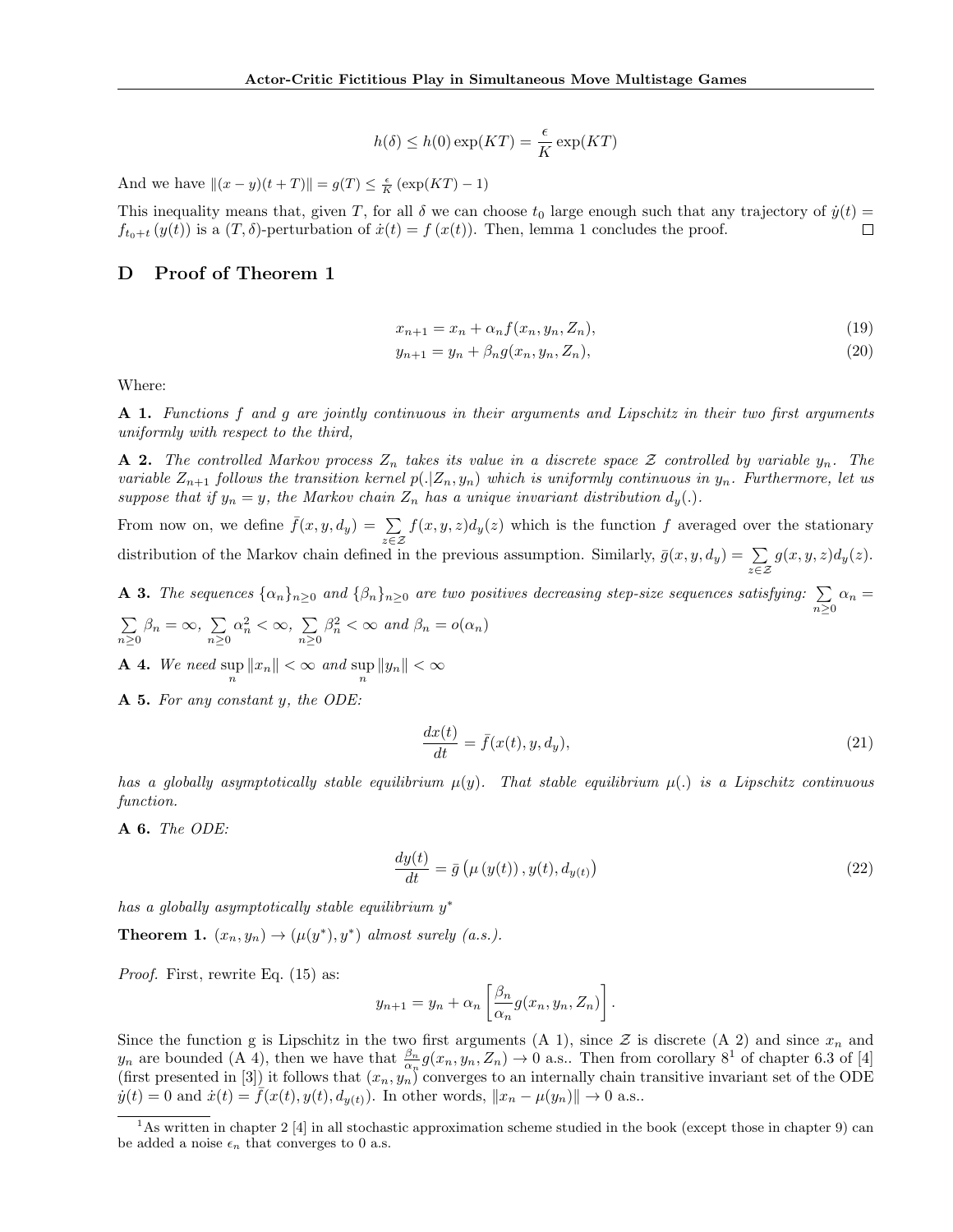$$h(\delta) \leq h(0)\exp(KT) = \frac{\epsilon}{K}\exp(KT)$$

And we have $\|(x-y)(t+T)\| = g(T) \leq \frac{\epsilon}{K}\left(\exp(KT) - 1\right)$

This inequality means that, given $T$, for all $\delta$ we can choose $t_0$ large enough such that any trajectory of $\dot{y}(t) = f_{t_0+t}\left(y(t)\right)$ is a $(T, \delta)$-perturbation of $\dot{x}(t) = f\left(x(t)\right)$. Then, lemma 1 concludes the proof. ∎

## D Proof of Theorem 1

$$x_{n+1} = x_n + \alpha_n f(x_n, y_n, Z_n), \tag{19}$$

$$y_{n+1} = y_n + \beta_n g(x_n, y_n, Z_n), \tag{20}$$

Where:

**A 1.** *Functions $f$ and $g$ are jointly continuous in their arguments and Lipschitz in their two first arguments uniformly with respect to the third,*

**A 2.** *The controlled Markov process $Z_n$ takes its value in a discrete space $\mathcal{Z}$ controlled by variable $y_n$. The variable $Z_{n+1}$ follows the transition kernel $p(.|Z_n, y_n)$ which is uniformly continuous in $y_n$. Furthermore, let us suppose that if $y_n = y$, the Markov chain $Z_n$ has a unique invariant distribution $d_y(.)$.*

From now on, we define $\bar{f}(x, y, d_y) = \sum_{z\in\mathcal{Z}} f(x, y, z)d_y(z)$ which is the function $f$ averaged over the stationary distribution of the Markov chain defined in the previous assumption. Similarly, $\bar{g}(x, y, d_y) = \sum_{z\in\mathcal{Z}} g(x, y, z)d_y(z)$.

**A 3.** *The sequences $\{\alpha_n\}_{n\geq 0}$ and $\{\beta_n\}_{n\geq 0}$ are two positives decreasing step-size sequences satisfying: $\sum_{n\geq 0} \alpha_n = \sum_{n\geq 0} \beta_n = \infty$, $\sum_{n\geq 0} \alpha_n^2 < \infty$, $\sum_{n\geq 0} \beta_n^2 < \infty$ and $\beta_n = o(\alpha_n)$*

**A 4.** *We need $\sup_n \|x_n\| < \infty$ and $\sup_n \|y_n\| < \infty$*

**A 5.** *For any constant $y$, the ODE:*

$$\frac{dx(t)}{dt} = \bar{f}(x(t), y, d_y), \tag{21}$$

*has a globally asymptotically stable equilibrium $\mu(y)$. That stable equilibrium $\mu(.)$ is a Lipschitz continuous function.*

**A 6.** *The ODE:*

$$\frac{dy(t)}{dt} = \bar{g}\left(\mu\left(y(t)\right), y(t), d_{y(t)}\right) \tag{22}$$

*has a globally asymptotically stable equilibrium $y^*$*

**Theorem 1.** $(x_n, y_n) \to (\mu(y^*), y^*)$ *almost surely (a.s.).*

*Proof.* First, rewrite Eq. (15) as:

$$y_{n+1} = y_n + \alpha_n\left[\frac{\beta_n}{\alpha_n} g(x_n, y_n, Z_n)\right].$$

Since the function g is Lipschitz in the two first arguments (A 1), since $\mathcal{Z}$ is discrete (A 2) and since $x_n$ and $y_n$ are bounded (A 4), then we have that $\frac{\beta_n}{\alpha_n} g(x_n, y_n, Z_n) \to 0$ a.s.. Then from corollary 8[1] of chapter 6.3 of [4] (first presented in [3]) it follows that $(x_n, y_n)$ converges to an internally chain transitive invariant set of the ODE $\dot{y}(t) = 0$ and $\dot{x}(t) = \bar{f}(x(t), y(t), d_{y(t)})$. In other words, $\|x_n - \mu(y_n)\| \to 0$ a.s..

[1] As written in chapter 2 [4] in all stochastic approximation scheme studied in the book (except those in chapter 9) can be added a noise $\epsilon_n$ that converges to 0 a.s.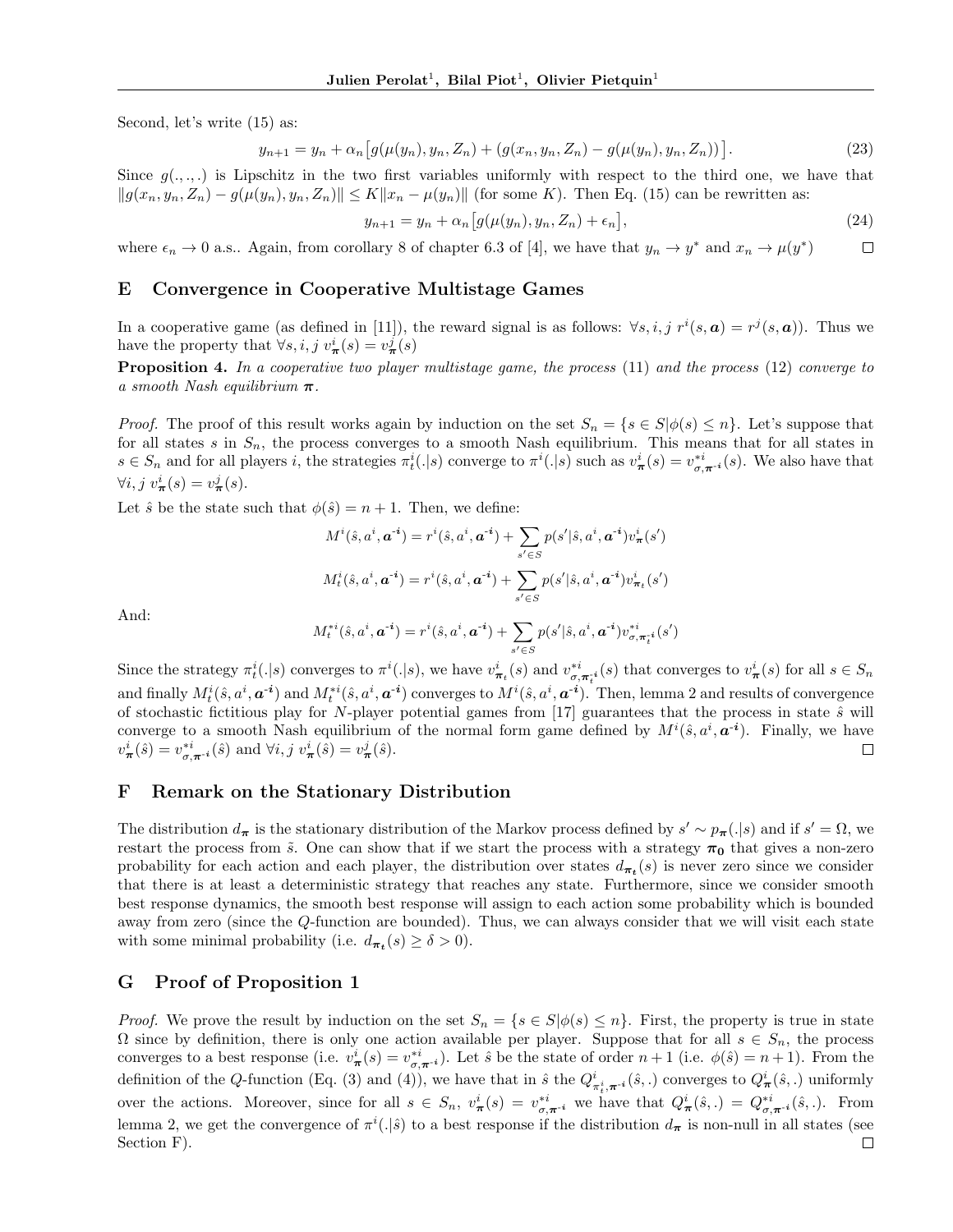Second, let's write (15) as:

$$y_{n+1} = y_n + \alpha_n \big[ g(\mu(y_n), y_n, Z_n) + (g(x_n, y_n, Z_n) - g(\mu(y_n), y_n, Z_n)) \big]. \tag{23}$$

Since $g(.,.,.)$ is Lipschitz in the two first variables uniformly with respect to the third one, we have that $\|g(x_n, y_n, Z_n) - g(\mu(y_n), y_n, Z_n)\| \leq K\|x_n - \mu(y_n)\|$ (for some $K$). Then Eq. (15) can be rewritten as:

$$y_{n+1} = y_n + \alpha_n \big[ g(\mu(y_n), y_n, Z_n) + \epsilon_n \big], \tag{24}$$

where $\epsilon_n \to 0$ a.s.. Again, from corollary 8 of chapter 6.3 of [4], we have that $y_n \to y^*$ and $x_n \to \mu(y^*)$ □

## E Convergence in Cooperative Multistage Games

In a cooperative game (as defined in [11]), the reward signal is as follows: $\forall s, i, j \; r^i(s, \boldsymbol{a}) = r^j(s, \boldsymbol{a})$). Thus we have the property that $\forall s, i, j \; v^i_{\boldsymbol{\pi}}(s) = v^j_{\boldsymbol{\pi}}(s)$

**Proposition 4.** *In a cooperative two player multistage game, the process* (11) *and the process* (12) *converge to a smooth Nash equilibrium* $\boldsymbol{\pi}$.

*Proof.* The proof of this result works again by induction on the set $S_n = \{s \in S | \phi(s) \leq n\}$. Let's suppose that for all states $s$ in $S_n$, the process converges to a smooth Nash equilibrium. This means that for all states in $s \in S_n$ and for all players $i$, the strategies $\pi^i_t(.|s)$ converge to $\pi^i(.|s)$ such as $v^i_{\boldsymbol{\pi}}(s) = v^{*i}_{\sigma, \boldsymbol{\pi}^{\text{-}i}}(s)$. We also have that $\forall i, j \; v^i_{\boldsymbol{\pi}}(s) = v^j_{\boldsymbol{\pi}}(s)$.

Let $\hat{s}$ be the state such that $\phi(\hat{s}) = n + 1$. Then, we define:

$$M^i(\hat{s}, a^i, \boldsymbol{a}^{\text{-}i}) = r^i(\hat{s}, a^i, \boldsymbol{a}^{\text{-}i}) + \sum_{s' \in S} p(s'|\hat{s}, a^i, \boldsymbol{a}^{\text{-}i}) v^i_{\boldsymbol{\pi}}(s')$$

$$M^i_t(\hat{s}, a^i, \boldsymbol{a}^{\text{-}i}) = r^i(\hat{s}, a^i, \boldsymbol{a}^{\text{-}i}) + \sum_{s' \in S} p(s'|\hat{s}, a^i, \boldsymbol{a}^{\text{-}i}) v^i_{\boldsymbol{\pi}_t}(s')$$

And:

$$M^{*i}_t(\hat{s}, a^i, \boldsymbol{a}^{\text{-}i}) = r^i(\hat{s}, a^i, \boldsymbol{a}^{\text{-}i}) + \sum_{s' \in S} p(s'|\hat{s}, a^i, \boldsymbol{a}^{\text{-}i}) v^{*i}_{\sigma, \boldsymbol{\pi}^{\text{-}i}_t}(s')$$

Since the strategy $\pi^i_t(.|s)$ converges to $\pi^i(.|s)$, we have $v^i_{\boldsymbol{\pi}_t}(s)$ and $v^{*i}_{\sigma, \boldsymbol{\pi}^{\text{-}i}_t}(s)$ that converges to $v^i_{\boldsymbol{\pi}}(s)$ for all $s \in S_n$ and finally $M^i_t(\hat{s}, a^i, \boldsymbol{a}^{\text{-}i})$ and $M^{*i}_t(\hat{s}, a^i, \boldsymbol{a}^{\text{-}i})$ converges to $M^i(\hat{s}, a^i, \boldsymbol{a}^{\text{-}i})$. Then, lemma 2 and results of convergence of stochastic fictitious play for $N$-player potential games from [17] guarantees that the process in state $\hat{s}$ will converge to a smooth Nash equilibrium of the normal form game defined by $M^i(\hat{s}, a^i, \boldsymbol{a}^{\text{-}i})$. Finally, we have $v^i_{\boldsymbol{\pi}}(\hat{s}) = v^{*i}_{\sigma, \boldsymbol{\pi}^{\text{-}i}}(\hat{s})$ and $\forall i, j \; v^i_{\boldsymbol{\pi}}(\hat{s}) = v^j_{\boldsymbol{\pi}}(\hat{s})$. □

## F Remark on the Stationary Distribution

The distribution $d_{\boldsymbol{\pi}}$ is the stationary distribution of the Markov process defined by $s' \sim p_{\boldsymbol{\pi}}(.|s)$ and if $s' = \Omega$, we restart the process from $\tilde{s}$. One can show that if we start the process with a strategy $\boldsymbol{\pi_0}$ that gives a non-zero probability for each action and each player, the distribution over states $d_{\boldsymbol{\pi_t}}(s)$ is never zero since we consider that there is at least a deterministic strategy that reaches any state. Furthermore, since we consider smooth best response dynamics, the smooth best response will assign to each action some probability which is bounded away from zero (since the $Q$-function are bounded). Thus, we can always consider that we will visit each state with some minimal probability (i.e. $d_{\boldsymbol{\pi_t}}(s) \geq \delta > 0$).

## G Proof of Proposition 1

*Proof.* We prove the result by induction on the set $S_n = \{s \in S | \phi(s) \leq n\}$. First, the property is true in state $\Omega$ since by definition, there is only one action available per player. Suppose that for all $s \in S_n$, the process converges to a best response (i.e. $v^i_{\boldsymbol{\pi}}(s) = v^{*i}_{\sigma, \boldsymbol{\pi}^{\text{-}i}}$). Let $\hat{s}$ be the state of order $n+1$ (i.e. $\phi(\hat{s}) = n+1$). From the definition of the $Q$-function (Eq. (3) and (4)), we have that in $\hat{s}$ the $Q^i_{\pi^i_t, \boldsymbol{\pi}^{\text{-}i}}(\hat{s}, .)$ converges to $Q^i_{\boldsymbol{\pi}}(\hat{s}, .)$ uniformly over the actions. Moreover, since for all $s \in S_n$, $v^i_{\boldsymbol{\pi}}(s) = v^{*i}_{\sigma, \boldsymbol{\pi}^{\text{-}i}}$ we have that $Q^i_{\boldsymbol{\pi}}(\hat{s}, .) = Q^{*i}_{\sigma, \boldsymbol{\pi}^{\text{-}i}}(\hat{s}, .)$. From lemma 2, we get the convergence of $\pi^i(.|\hat{s})$ to a best response if the distribution $d_{\boldsymbol{\pi}}$ is non-null in all states (see Section F). □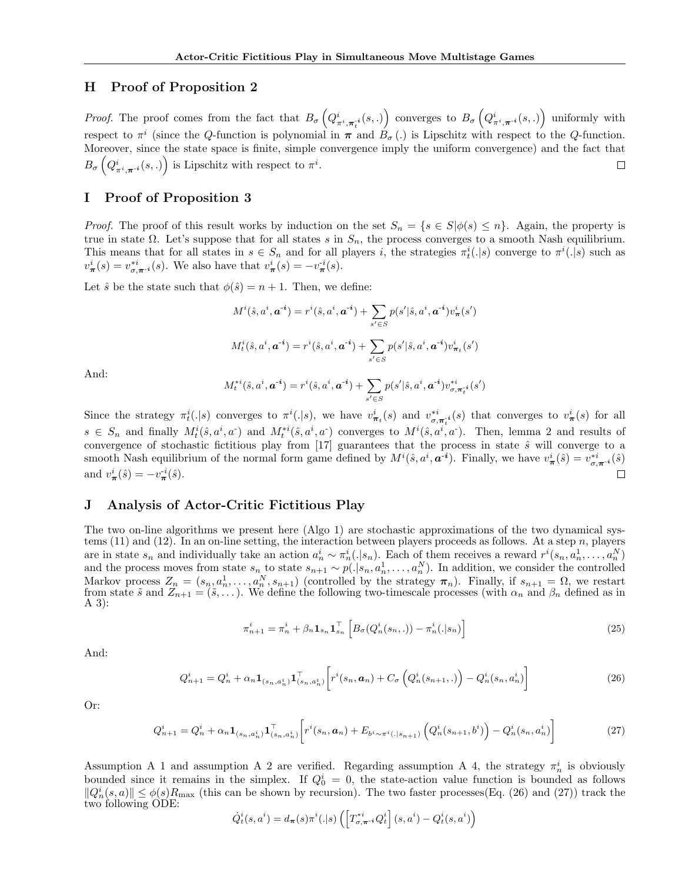## H Proof of Proposition 2

*Proof.* The proof comes from the fact that $B_\sigma\left(Q^i_{\pi^i,\boldsymbol{\pi}^{-i}_t}(s,.)\right)$ converges to $B_\sigma\left(Q^i_{\pi^i,\boldsymbol{\pi}^{-i}}(s,.)\right)$ uniformly with respect to $\pi^i$ (since the $Q$-function is polynomial in $\boldsymbol{\pi}$ and $B_\sigma(.)$ is Lipschitz with respect to the $Q$-function. Moreover, since the state space is finite, simple convergence imply the uniform convergence) and the fact that $B_\sigma\left(Q^i_{\pi^i,\boldsymbol{\pi}^{-i}}(s,.)\right)$ is Lipschitz with respect to $\pi^i$. □

## I Proof of Proposition 3

*Proof.* The proof of this result works by induction on the set $S_n = \{s \in S | \phi(s) \leq n\}$. Again, the property is true in state $\Omega$. Let's suppose that for all states $s$ in $S_n$, the process converges to a smooth Nash equilibrium. This means that for all states in $s \in S_n$ and for all players $i$, the strategies $\pi^i_t(.|s)$ converge to $\pi^i(.|s)$ such as $v^i_{\boldsymbol{\pi}}(s) = v^{*i}_{\sigma,\boldsymbol{\pi}^{-i}}(s)$. We also have that $v^i_{\boldsymbol{\pi}}(s) = -v^{-i}_{\boldsymbol{\pi}}(s)$.

Let $\hat{s}$ be the state such that $\phi(\hat{s}) = n+1$. Then, we define:

$$M^i(\hat{s}, a^i, \boldsymbol{a}^{-i}) = r^i(\hat{s}, a^i, \boldsymbol{a}^{-i}) + \sum_{s' \in S} p(s'|\hat{s}, a^i, \boldsymbol{a}^{-i}) v^i_{\boldsymbol{\pi}}(s')$$

$$M^i_t(\hat{s}, a^i, \boldsymbol{a}^{-i}) = r^i(\hat{s}, a^i, \boldsymbol{a}^{-i}) + \sum_{s' \in S} p(s'|\hat{s}, a^i, \boldsymbol{a}^{-i}) v^i_{\boldsymbol{\pi}_t}(s')$$

And:

$$M^{*i}_t(\hat{s}, a^i, \boldsymbol{a}^{-i}) = r^i(\hat{s}, a^i, \boldsymbol{a}^{-i}) + \sum_{s' \in S} p(s'|\hat{s}, a^i, \boldsymbol{a}^{-i}) v^{*i}_{\sigma,\boldsymbol{\pi}^{-i}_t}(s')$$

Since the strategy $\pi^i_t(.|s)$ converges to $\pi^i(.|s)$, we have $v^i_{\boldsymbol{\pi}_t}(s)$ and $v^{*i}_{\sigma,\boldsymbol{\pi}^{-i}_t}(s)$ that converges to $v^i_{\boldsymbol{\pi}}(s)$ for all $s \in S_n$ and finally $M^i_t(\hat{s}, a^i, a^-)$ and $M^{*i}_t(\hat{s}, a^i, a^-)$ converges to $M^i(\hat{s}, a^i, a^-)$. Then, lemma 2 and results of convergence of stochastic fictitious play from [17] guarantees that the process in state $\hat{s}$ will converge to a smooth Nash equilibrium of the normal form game defined by $M^i(\hat{s}, a^i, \boldsymbol{a}^{-i})$. Finally, we have $v^i_{\boldsymbol{\pi}}(\hat{s}) = v^{*i}_{\sigma,\boldsymbol{\pi}^{-i}}(\hat{s})$ and $v^i_{\boldsymbol{\pi}}(\hat{s}) = -v^{-i}_{\boldsymbol{\pi}}(\hat{s})$. □

## J Analysis of Actor-Critic Fictitious Play

The two on-line algorithms we present here (Algo 1) are stochastic approximations of the two dynamical systems (11) and (12). In an on-line setting, the interaction between players proceeds as follows. At a step $n$, players are in state $s_n$ and individually take an action $a^i_n \sim \pi^i_n(.|s_n)$. Each of them receives a reward $r^i(s_n, a^1_n, \dots, a^N_n)$ and the process moves from state $s_n$ to state $s_{n+1} \sim p(.|s_n, a^1_n, \dots, a^N_n)$. In addition, we consider the controlled Markov process $Z_n = (s_n, a^1_n, \dots, a^N_n, s_{n+1})$ (controlled by the strategy $\boldsymbol{\pi}_n$). Finally, if $s_{n+1} = \Omega$, we restart from state $\tilde{s}$ and $Z_{n+1} = (\tilde{s}, \dots)$. We define the following two-timescale processes (with $\alpha_n$ and $\beta_n$ defined as in A 3):

$$\pi^i_{n+1} = \pi^i_n + \beta_n \mathbf{1}_{s_n} \mathbf{1}^\top_{s_n}\left[B_\sigma(Q^i_n(s_n,.)) - \pi^i_n(.|s_n)\right] \tag{25}$$

And:

$$Q^i_{n+1} = Q^i_n + \alpha_n \mathbf{1}_{(s_n,a^i_n)} \mathbf{1}^\top_{(s_n,a^i_n)}\left[r^i(s_n, \boldsymbol{a}_n) + C_\sigma\left(Q^i_n(s_{n+1},.)\right) - Q^i_n(s_n, a^i_n)\right] \tag{26}$$

Or:

$$Q^i_{n+1} = Q^i_n + \alpha_n \mathbf{1}_{(s_n,a^i_n)} \mathbf{1}^\top_{(s_n,a^i_n)}\left[r^i(s_n, \boldsymbol{a}_n) + E_{b^i \sim \pi^i(.|s_{n+1})}\left(Q^i_n(s_{n+1}, b^i)\right) - Q^i_n(s_n, a^i_n)\right] \tag{27}$$

Assumption A 1 and assumption A 2 are verified. Regarding assumption A 4, the strategy $\pi^i_n$ is obviously bounded since it remains in the simplex. If $Q^i_0 = 0$, the state-action value function is bounded as follows $\|Q^i_n(s,a)\| \leq \phi(s) R_{\max}$ (this can be shown by recursion). The two faster processes(Eq. (26) and (27)) track the two following ODE:

$$\dot{Q}^i_t(s, a^i) = d_{\boldsymbol{\pi}}(s) \pi^i(.|s)\left(\left[T^{*i}_{\sigma,\boldsymbol{\pi}^{-i}} Q^i_t\right](s, a^i) - Q^i_t(s, a^i)\right)$$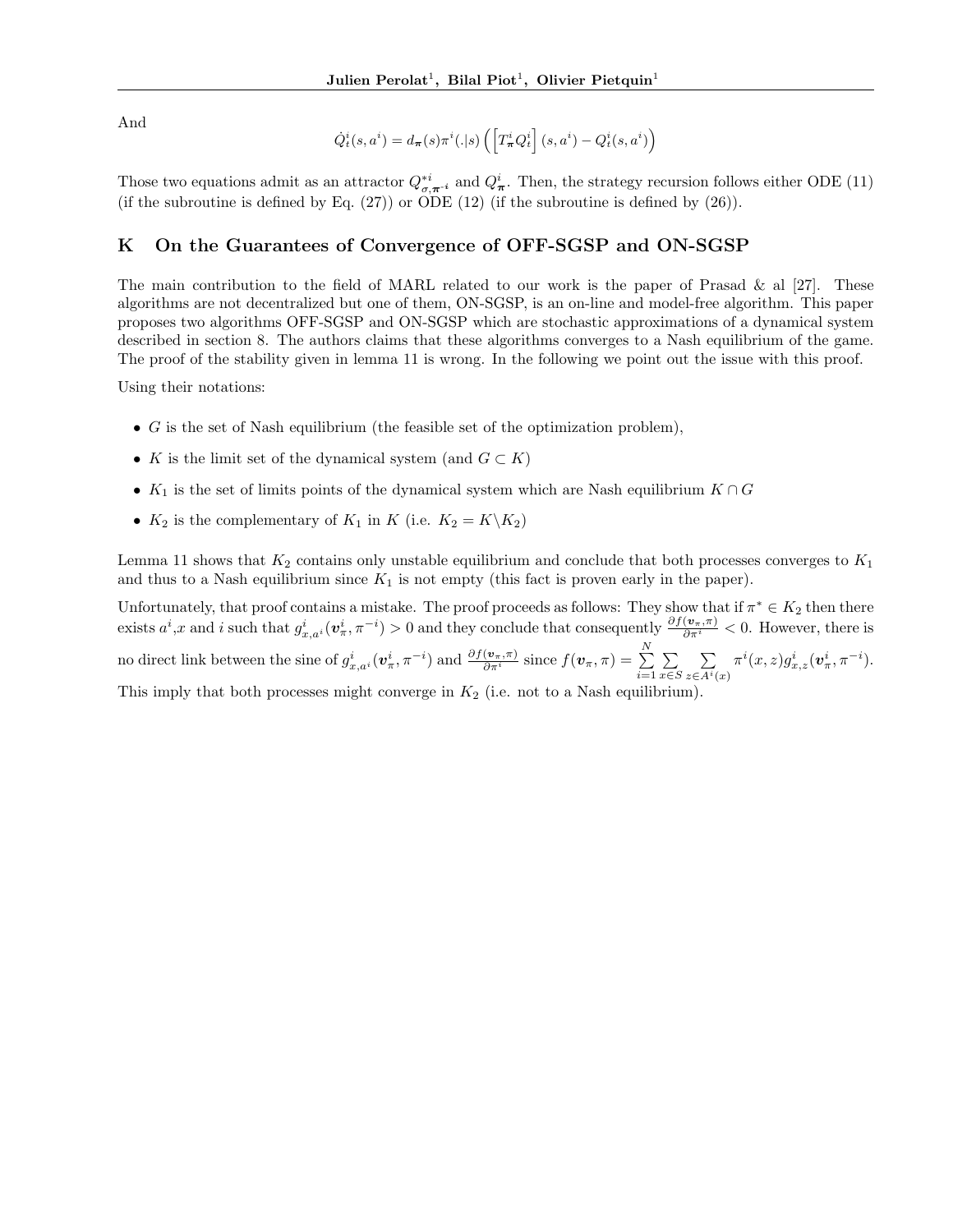And

$$\dot{Q}^i_t(s, a^i) = d_{\boldsymbol{\pi}}(s)\pi^i(.|s)\left(\left[T^i_{\boldsymbol{\pi}} Q^i_t\right](s, a^i) - Q^i_t(s, a^i)\right)$$

Those two equations admit as an attractor $Q^{*i}_{\sigma,\boldsymbol{\pi}^{-i}}$ and $Q^i_{\boldsymbol{\pi}}$. Then, the strategy recursion follows either ODE (11) (if the subroutine is defined by Eq. (27)) or ODE (12) (if the subroutine is defined by (26)).

## K On the Guarantees of Convergence of OFF-SGSP and ON-SGSP

The main contribution to the field of MARL related to our work is the paper of Prasad & al [27]. These algorithms are not decentralized but one of them, ON-SGSP, is an on-line and model-free algorithm. This paper proposes two algorithms OFF-SGSP and ON-SGSP which are stochastic approximations of a dynamical system described in section 8. The authors claims that these algorithms converges to a Nash equilibrium of the game. The proof of the stability given in lemma 11 is wrong. In the following we point out the issue with this proof.

Using their notations:

- $G$ is the set of Nash equilibrium (the feasible set of the optimization problem),
- $K$ is the limit set of the dynamical system (and $G \subset K$)
- $K_1$ is the set of limits points of the dynamical system which are Nash equilibrium $K \cap G$
- $K_2$ is the complementary of $K_1$ in $K$ (i.e. $K_2 = K \backslash K_2$)

Lemma 11 shows that $K_2$ contains only unstable equilibrium and conclude that both processes converges to $K_1$ and thus to a Nash equilibrium since $K_1$ is not empty (this fact is proven early in the paper).

Unfortunately, that proof contains a mistake. The proof proceeds as follows: They show that if $\pi^* \in K_2$ then there exists $a^i$,$x$ and $i$ such that $g^i_{x,a^i}(\boldsymbol{v}^i_\pi, \pi^{-i}) > 0$ and they conclude that consequently $\frac{\partial f(\boldsymbol{v}_\pi, \pi)}{\partial \pi^i} < 0$. However, there is no direct link between the sine of $g^i_{x,a^i}(\boldsymbol{v}^i_\pi, \pi^{-i})$ and $\frac{\partial f(\boldsymbol{v}_\pi, \pi)}{\partial \pi^i}$ since $f(\boldsymbol{v}_\pi, \pi) = \sum\limits_{i=1}^{N} \sum\limits_{x \in S} \sum\limits_{z \in A^i(x)} \pi^i(x, z) g^i_{x,z}(\boldsymbol{v}^i_\pi, \pi^{-i})$. This imply that both processes might converge in $K_2$ (i.e. not to a Nash equilibrium).